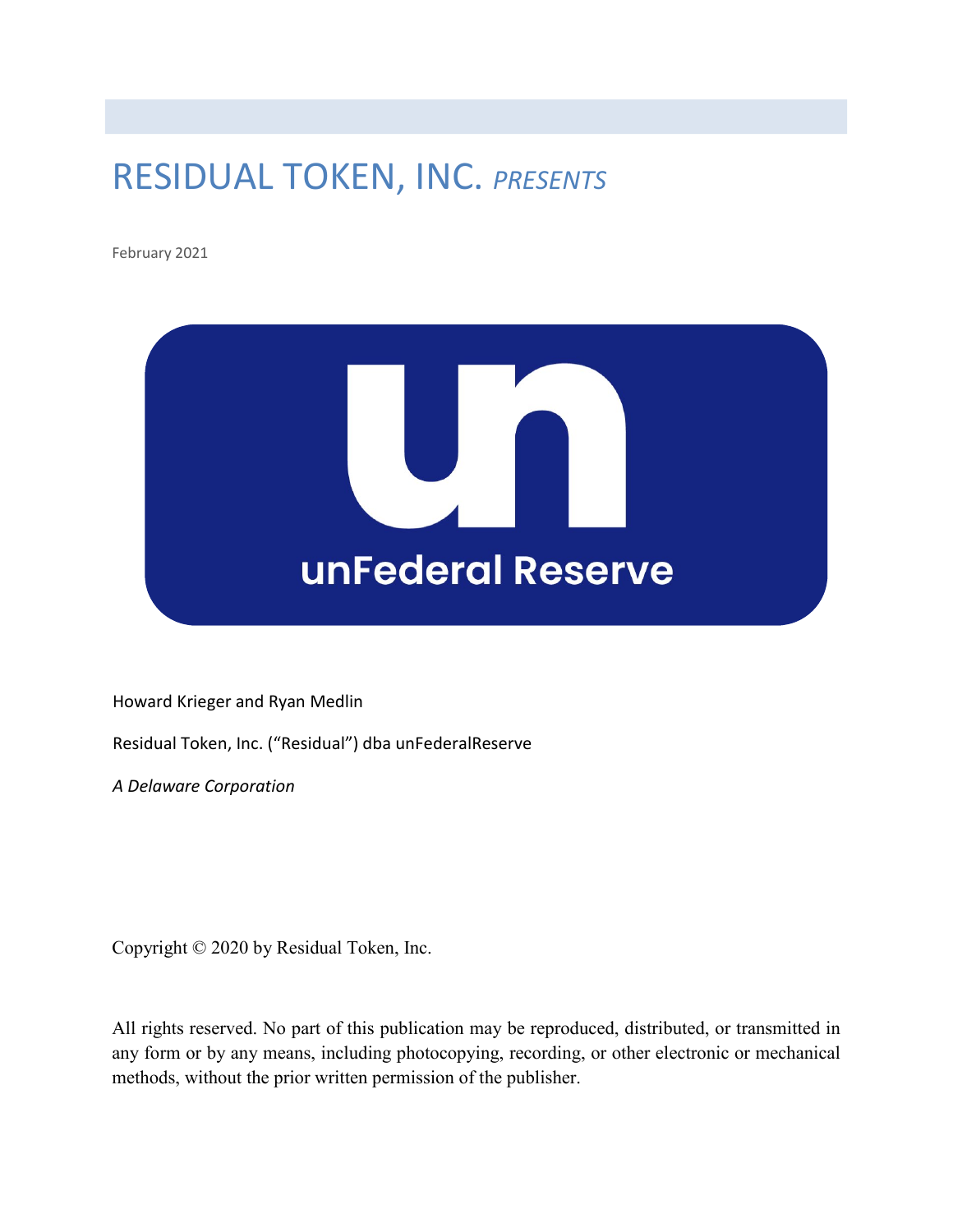# RESIDUAL TOKEN, INC. *PRESENTS*

February 2021

un

unFederal Reserve

Howard Krieger and Ryan Medlin

Residual Token, Inc. ("Residual") dba unFederalReserve

*A Delaware Corporation*

Copyright © 2020 by Residual Token, Inc.

All rights reserved. No part of this publication may be reproduced, distributed, or transmitted in any form or by any means, including photocopying, recording, or other electronic or mechanical methods, without the prior written permission of the publisher.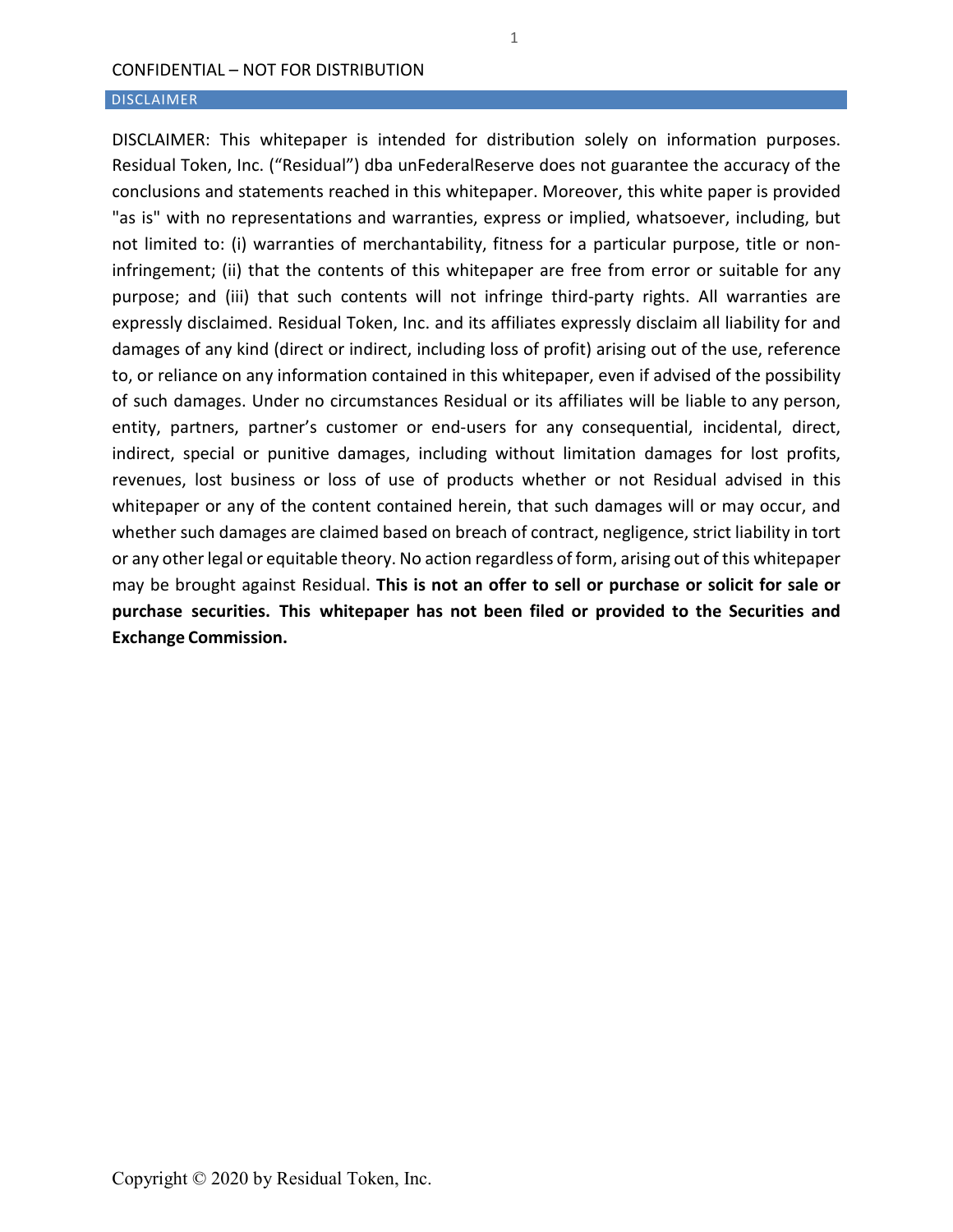CONFIDENTIAL – NOT FOR DISTRIBUTION

## DISCLAIMER

DISCLAIMER: This whitepaper is intended for distribution solely on information purposes. Residual Token, Inc. ("Residual") dba unFederalReserve does not guarantee the accuracy of the conclusions and statements reached in this whitepaper. Moreover, this white paper is provided "as is" with no representations and warranties, express or implied, whatsoever, including, but not limited to: (i) warranties of merchantability, fitness for a particular purpose, title or non-infringement; (ii) that the contents of this whitepaper are free from error or suitable for any purpose; and (iii) that such contents will not infringe third-party rights. All warranties are expressly disclaimed. Residual Token, Inc. and its affiliates expressly disclaim all liability for and damages of any kind (direct or indirect, including loss of profit) arising out of the use, reference to, or reliance on any information contained in this whitepaper, even if advised of the possibility of such damages. Under no circumstances Residual or its affiliates will be liable to any person, entity, partners, partner's customer or end-users for any consequential, incidental, direct, indirect, special or punitive damages, including without limitation damages for lost profits, revenues, lost business or loss of use of products whether or not Residual advised in this whitepaper or any of the content contained herein, that such damages will or may occur, and whether such damages are claimed based on breach of contract, negligence, strict liability in tort or any other legal or equitable theory. No action regardless of form, arising out of this whitepaper may be brought against Residual. **This is not an offer to sell or purchase or solicit for sale or purchase securities. This whitepaper has not been filed or provided to the Securities and Exchange Commission.**

Copyright © 2020 by Residual Token, Inc.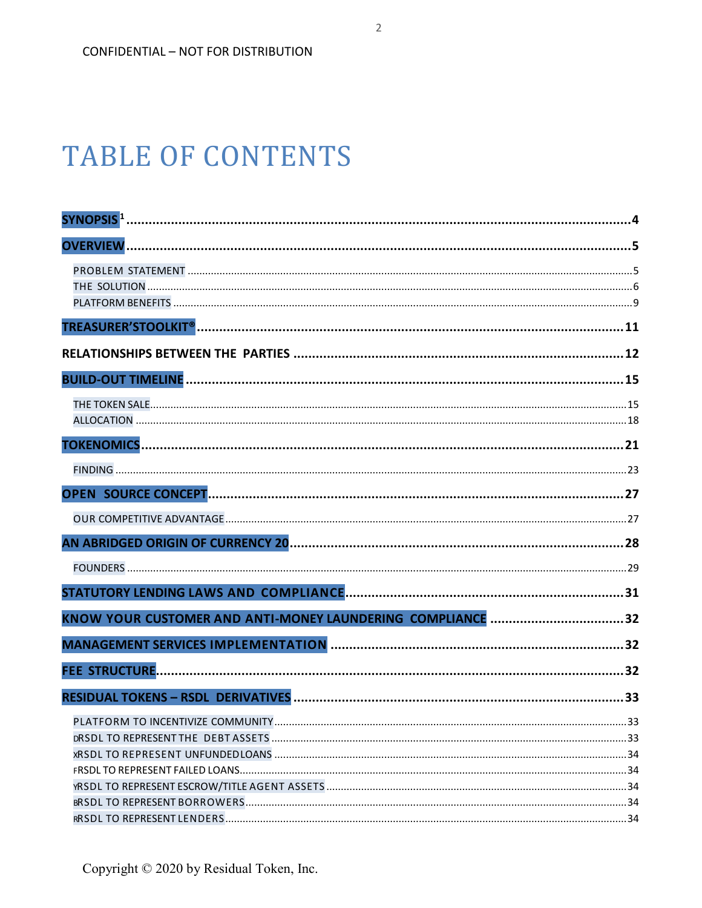CONFIDENTIAL – NOT FOR DISTRIBUTION

# TABLE OF CONTENTS

**SYNOPSIS** [1] ........................................ **4**

**OVERVIEW** ........................................ **5**

- PROBLEM STATEMENT ........................................ 5
- THE SOLUTION ........................................ 6
- PLATFORM BENEFITS ........................................ 9

**TREASURER'STOOLKIT®** ........................................ **11**

**RELATIONSHIPS BETWEEN THE PARTIES** ........................................ **12**

**BUILD-OUT TIMELINE** ........................................ **15**

- THE TOKEN SALE ........................................ 15
- ALLOCATION ........................................ 18

**TOKENOMICS** ........................................ **21**

- FINDING ........................................ 23

**OPEN SOURCE CONCEPT** ........................................ **27**

- OUR COMPETITIVE ADVANTAGE ........................................ 27

**AN ABRIDGED ORIGIN OF CURRENCY 20** ........................................ **28**

- FOUNDERS ........................................ 29

**STATUTORY LENDING LAWS AND COMPLIANCE** ........................................ **31**

**KNOW YOUR CUSTOMER AND ANTI-MONEY LAUNDERING COMPLIANCE** ........................................ **32**

**MANAGEMENT SERVICES IMPLEMENTATION** ........................................ **32**

**FEE STRUCTURE** ........................................ **32**

**RESIDUAL TOKENS – RSDL DERIVATIVES** ........................................ **33**

- PLATFORM TO INCENTIVIZE COMMUNITY ........................................ 33
- DRSDL TO REPRESENT THE DEBT ASSETS ........................................ 33
- XRSDL TO REPRESENT UNFUNDED LOANS ........................................ 34
- FRSDL TO REPRESENT FAILED LOANS ........................................ 34
- YRSDL TO REPRESENT ESCROW/TITLE AGENT ASSETS ........................................ 34
- BRSDL TO REPRESENT BORROWERS ........................................ 34
- RRSDL TO REPRESENT LENDERS ........................................ 34

Copyright © 2020 by Residual Token, Inc.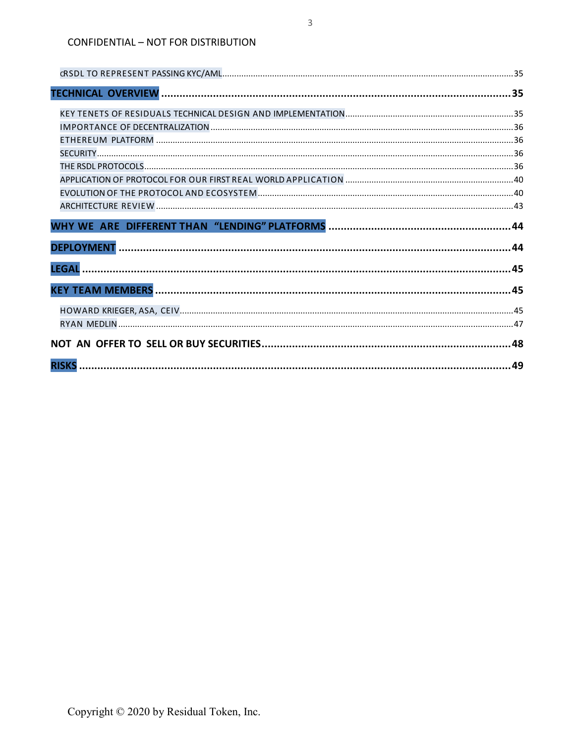CONFIDENTIAL – NOT FOR DISTRIBUTION

cRSDL TO REPRESENT PASSING KYC/AML .......... 35

**TECHNICAL OVERVIEW .......... 35**

KEY TENETS OF RESIDUALS TECHNICAL DESIGN AND IMPLEMENTATION .......... 35
IMPORTANCE OF DECENTRALIZATION .......... 36
ETHEREUM PLATFORM .......... 36
SECURITY .......... 36
THE RSDL PROTOCOLS .......... 36
APPLICATION OF PROTOCOL FOR OUR FIRST REAL WORLD APPLICATION .......... 40
EVOLUTION OF THE PROTOCOL AND ECOSYSTEM .......... 40
ARCHITECTURE REVIEW .......... 43

**WHY WE ARE DIFFERENT THAN "LENDING" PLATFORMS .......... 44**

**DEPLOYMENT .......... 44**

**LEGAL .......... 45**

**KEY TEAM MEMBERS .......... 45**

HOWARD KRIEGER, ASA, CEIV .......... 45
RYAN MEDLIN .......... 47

**NOT AN OFFER TO SELL OR BUY SECURITIES .......... 48**

**RISKS .......... 49**

Copyright © 2020 by Residual Token, Inc.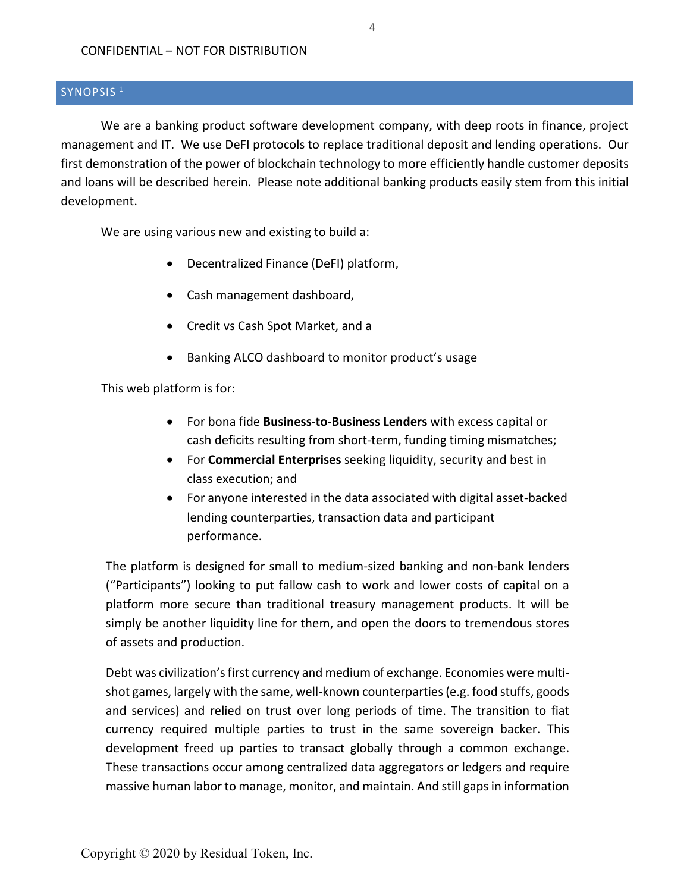## SYNOPSIS [1]

We are a banking product software development company, with deep roots in finance, project management and IT. We use DeFI protocols to replace traditional deposit and lending operations. Our first demonstration of the power of blockchain technology to more efficiently handle customer deposits and loans will be described herein. Please note additional banking products easily stem from this initial development.

We are using various new and existing to build a:

- Decentralized Finance (DeFI) platform,
- Cash management dashboard,
- Credit vs Cash Spot Market, and a
- Banking ALCO dashboard to monitor product's usage

This web platform is for:

- For bona fide **Business-to-Business Lenders** with excess capital or cash deficits resulting from short-term, funding timing mismatches;
- For **Commercial Enterprises** seeking liquidity, security and best in class execution; and
- For anyone interested in the data associated with digital asset-backed lending counterparties, transaction data and participant performance.

The platform is designed for small to medium-sized banking and non-bank lenders ("Participants") looking to put fallow cash to work and lower costs of capital on a platform more secure than traditional treasury management products. It will be simply be another liquidity line for them, and open the doors to tremendous stores of assets and production.

Debt was civilization's first currency and medium of exchange. Economies were multi-shot games, largely with the same, well-known counterparties (e.g. food stuffs, goods and services) and relied on trust over long periods of time. The transition to fiat currency required multiple parties to trust in the same sovereign backer. This development freed up parties to transact globally through a common exchange. These transactions occur among centralized data aggregators or ledgers and require massive human labor to manage, monitor, and maintain. And still gaps in information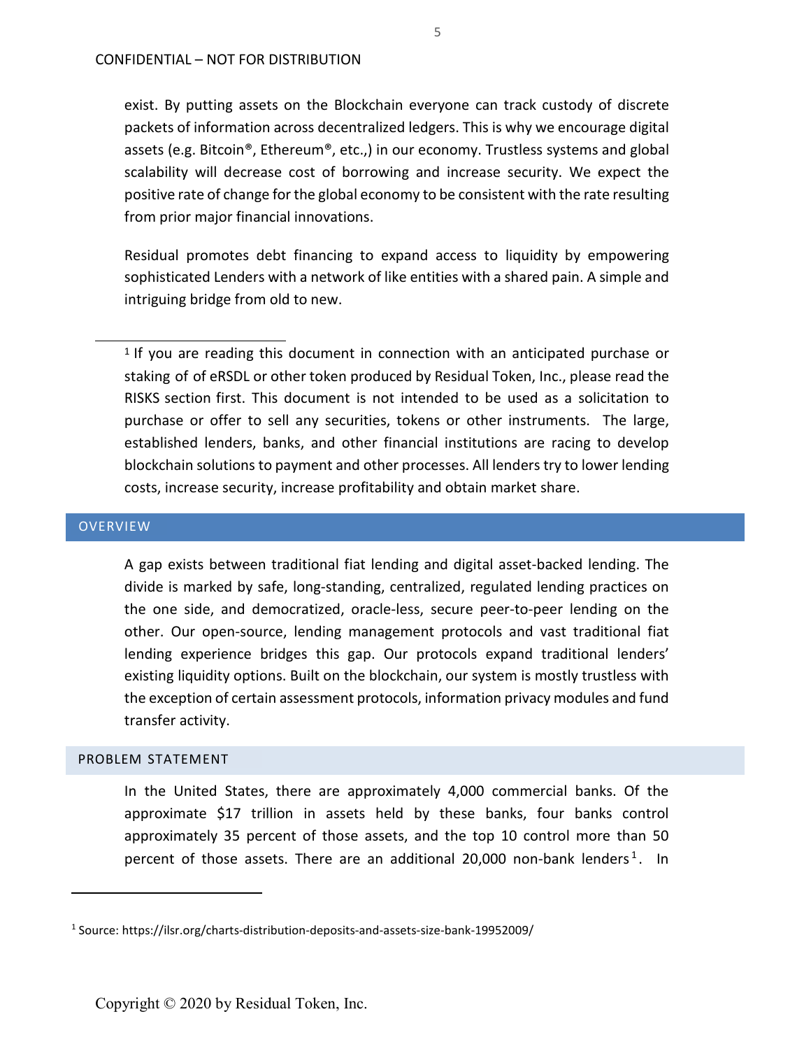exist. By putting assets on the Blockchain everyone can track custody of discrete packets of information across decentralized ledgers. This is why we encourage digital assets (e.g. Bitcoin®, Ethereum®, etc.,) in our economy. Trustless systems and global scalability will decrease cost of borrowing and increase security. We expect the positive rate of change for the global economy to be consistent with the rate resulting from prior major financial innovations.

Residual promotes debt financing to expand access to liquidity by empowering sophisticated Lenders with a network of like entities with a shared pain. A simple and intriguing bridge from old to new.

---

[1] If you are reading this document in connection with an anticipated purchase or staking of of eRSDL or other token produced by Residual Token, Inc., please read the RISKS section first. This document is not intended to be used as a solicitation to purchase or offer to sell any securities, tokens or other instruments. The large, established lenders, banks, and other financial institutions are racing to develop blockchain solutions to payment and other processes. All lenders try to lower lending costs, increase security, increase profitability and obtain market share.

## OVERVIEW

A gap exists between traditional fiat lending and digital asset-backed lending. The divide is marked by safe, long-standing, centralized, regulated lending practices on the one side, and democratized, oracle-less, secure peer-to-peer lending on the other. Our open-source, lending management protocols and vast traditional fiat lending experience bridges this gap. Our protocols expand traditional lenders' existing liquidity options. Built on the blockchain, our system is mostly trustless with the exception of certain assessment protocols, information privacy modules and fund transfer activity.

### PROBLEM STATEMENT

In the United States, there are approximately 4,000 commercial banks. Of the approximate $17 trillion in assets held by these banks, four banks control approximately 35 percent of those assets, and the top 10 control more than 50 percent of those assets. There are an additional 20,000 non-bank lenders[1]. In

---

[1] Source: https://ilsr.org/charts-distribution-deposits-and-assets-size-bank-19952009/

Copyright © 2020 by Residual Token, Inc.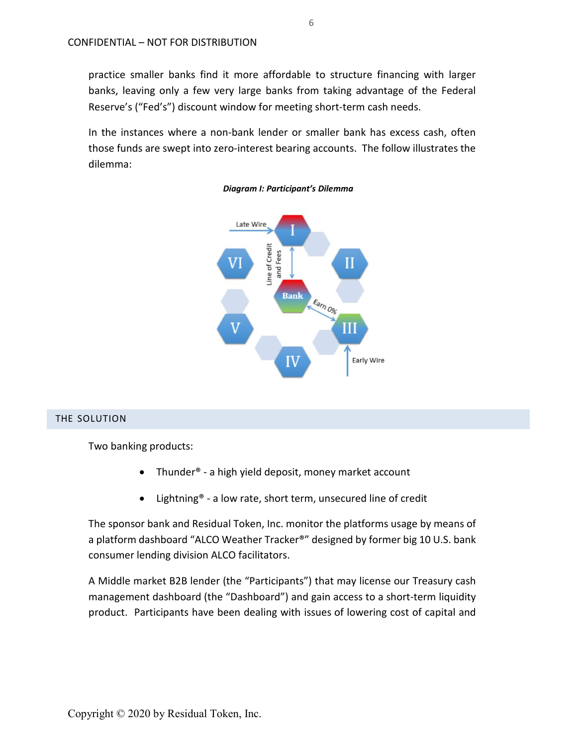practice smaller banks find it more affordable to structure financing with larger banks, leaving only a few very large banks from taking advantage of the Federal Reserve's ("Fed's") discount window for meeting short-term cash needs.

In the instances where a non-bank lender or smaller bank has excess cash, often those funds are swept into zero-interest bearing accounts. The follow illustrates the dilemma:

***Diagram I: Participant's Dilemma***

## THE SOLUTION

Two banking products:

- Thunder® - a high yield deposit, money market account
- Lightning® - a low rate, short term, unsecured line of credit

The sponsor bank and Residual Token, Inc. monitor the platforms usage by means of a platform dashboard "ALCO Weather Tracker®" designed by former big 10 U.S. bank consumer lending division ALCO facilitators.

A Middle market B2B lender (the "Participants") that may license our Treasury cash management dashboard (the "Dashboard") and gain access to a short-term liquidity product. Participants have been dealing with issues of lowering cost of capital and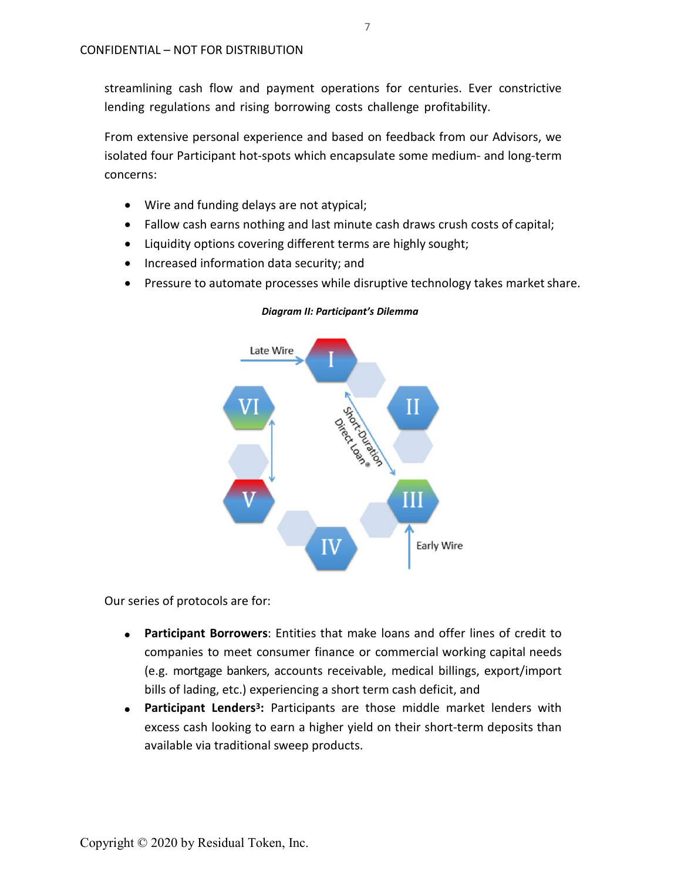streamlining cash flow and payment operations for centuries. Ever constrictive lending regulations and rising borrowing costs challenge profitability.

From extensive personal experience and based on feedback from our Advisors, we isolated four Participant hot-spots which encapsulate some medium- and long-term concerns:

- Wire and funding delays are not atypical;
- Fallow cash earns nothing and last minute cash draws crush costs of capital;
- Liquidity options covering different terms are highly sought;
- Increased information data security; and
- Pressure to automate processes while disruptive technology takes market share.

***Diagram II: Participant's Dilemma***

Our series of protocols are for:

- **Participant Borrowers**: Entities that make loans and offer lines of credit to companies to meet consumer finance or commercial working capital needs (e.g. mortgage bankers, accounts receivable, medical billings, export/import bills of lading, etc.) experiencing a short term cash deficit, and
- **Participant Lenders[3]:** Participants are those middle market lenders with excess cash looking to earn a higher yield on their short-term deposits than available via traditional sweep products.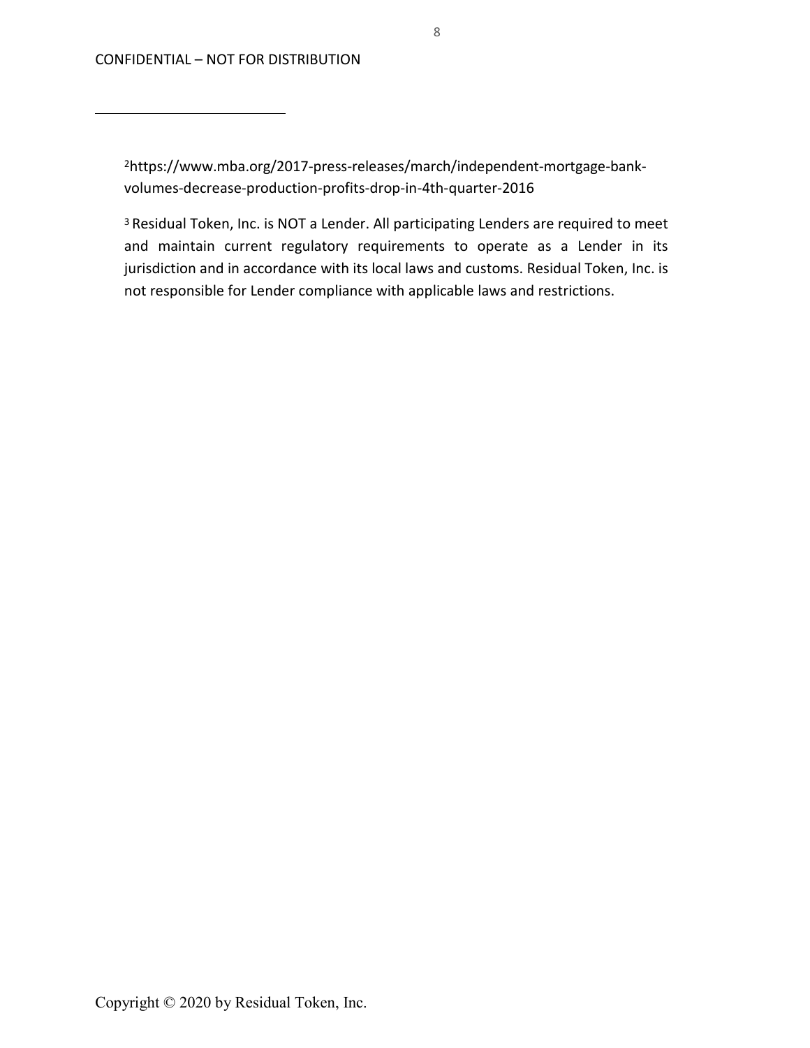[2]https://www.mba.org/2017-press-releases/march/independent-mortgage-bank-volumes-decrease-production-profits-drop-in-4th-quarter-2016

[3] Residual Token, Inc. is NOT a Lender. All participating Lenders are required to meet and maintain current regulatory requirements to operate as a Lender in its jurisdiction and in accordance with its local laws and customs. Residual Token, Inc. is not responsible for Lender compliance with applicable laws and restrictions.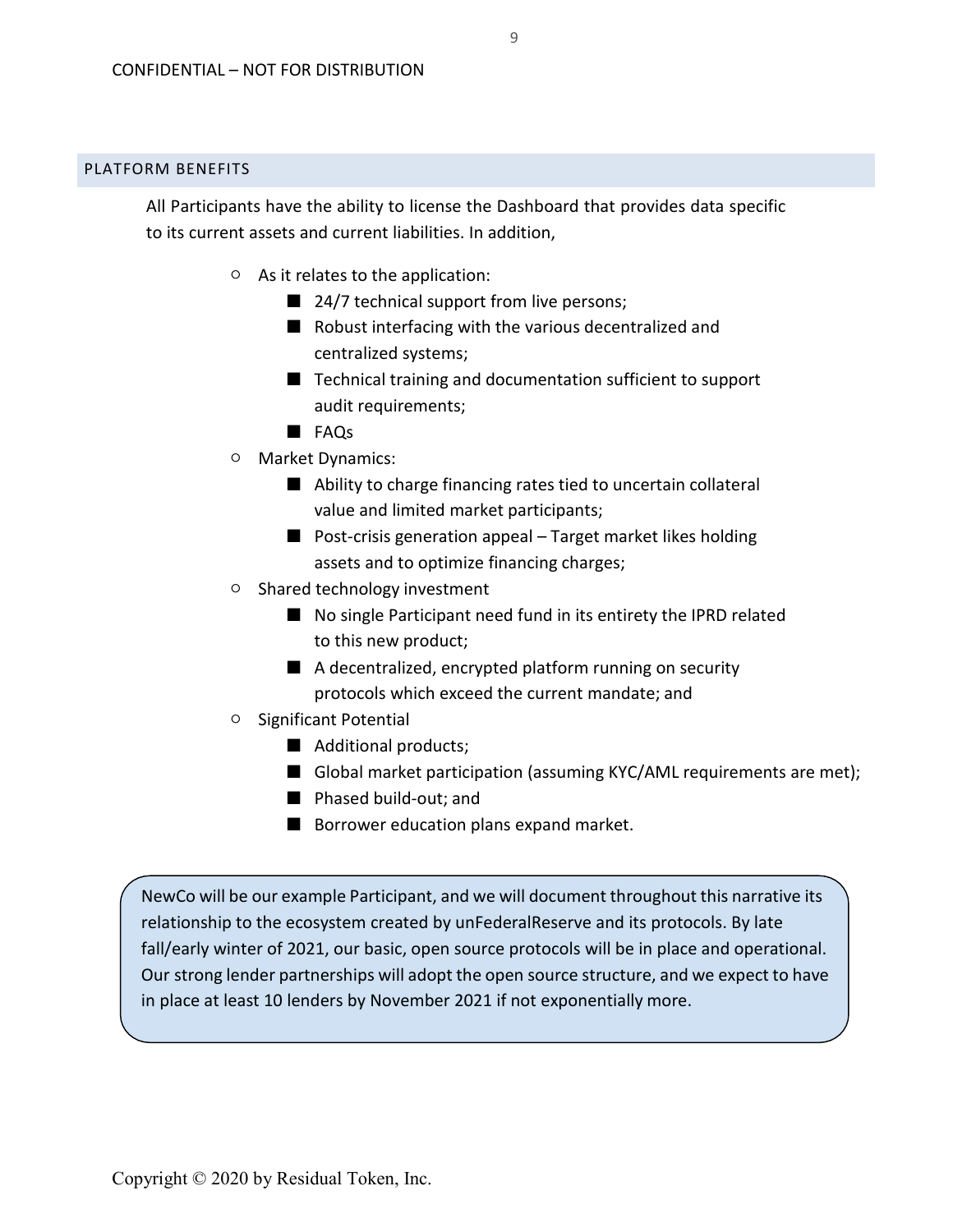## PLATFORM BENEFITS

All Participants have the ability to license the Dashboard that provides data specific to its current assets and current liabilities. In addition,

- As it relates to the application:
  - 24/7 technical support from live persons;
  - Robust interfacing with the various decentralized and centralized systems;
  - Technical training and documentation sufficient to support audit requirements;
  - FAQs
- Market Dynamics:
  - Ability to charge financing rates tied to uncertain collateral value and limited market participants;
  - Post-crisis generation appeal – Target market likes holding assets and to optimize financing charges;
- Shared technology investment
  - No single Participant need fund in its entirety the IPRD related to this new product;
  - A decentralized, encrypted platform running on security protocols which exceed the current mandate; and
- Significant Potential
  - Additional products;
  - Global market participation (assuming KYC/AML requirements are met);
  - Phased build-out; and
  - Borrower education plans expand market.

> NewCo will be our example Participant, and we will document throughout this narrative its relationship to the ecosystem created by unFederalReserve and its protocols. By late fall/early winter of 2021, our basic, open source protocols will be in place and operational. Our strong lender partnerships will adopt the open source structure, and we expect to have in place at least 10 lenders by November 2021 if not exponentially more.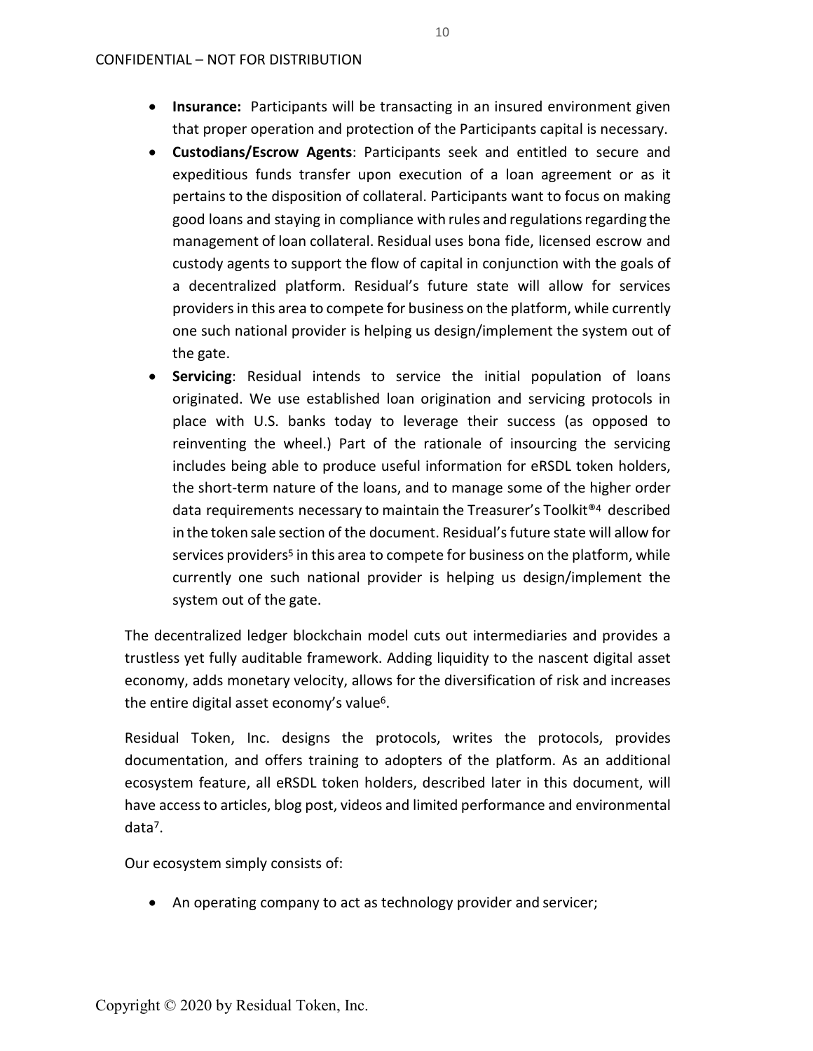- **Insurance:** Participants will be transacting in an insured environment given that proper operation and protection of the Participants capital is necessary.
- **Custodians/Escrow Agents**: Participants seek and entitled to secure and expeditious funds transfer upon execution of a loan agreement or as it pertains to the disposition of collateral. Participants want to focus on making good loans and staying in compliance with rules and regulations regarding the management of loan collateral. Residual uses bona fide, licensed escrow and custody agents to support the flow of capital in conjunction with the goals of a decentralized platform. Residual's future state will allow for services providers in this area to compete for business on the platform, while currently one such national provider is helping us design/implement the system out of the gate.
- **Servicing**: Residual intends to service the initial population of loans originated. We use established loan origination and servicing protocols in place with U.S. banks today to leverage their success (as opposed to reinventing the wheel.) Part of the rationale of insourcing the servicing includes being able to produce useful information for eRSDL token holders, the short-term nature of the loans, and to manage some of the higher order data requirements necessary to maintain the Treasurer's Toolkit®[4] described in the token sale section of the document. Residual's future state will allow for services providers[5] in this area to compete for business on the platform, while currently one such national provider is helping us design/implement the system out of the gate.

The decentralized ledger blockchain model cuts out intermediaries and provides a trustless yet fully auditable framework. Adding liquidity to the nascent digital asset economy, adds monetary velocity, allows for the diversification of risk and increases the entire digital asset economy's value[6].

Residual Token, Inc. designs the protocols, writes the protocols, provides documentation, and offers training to adopters of the platform. As an additional ecosystem feature, all eRSDL token holders, described later in this document, will have access to articles, blog post, videos and limited performance and environmental data[7].

Our ecosystem simply consists of:

- An operating company to act as technology provider and servicer;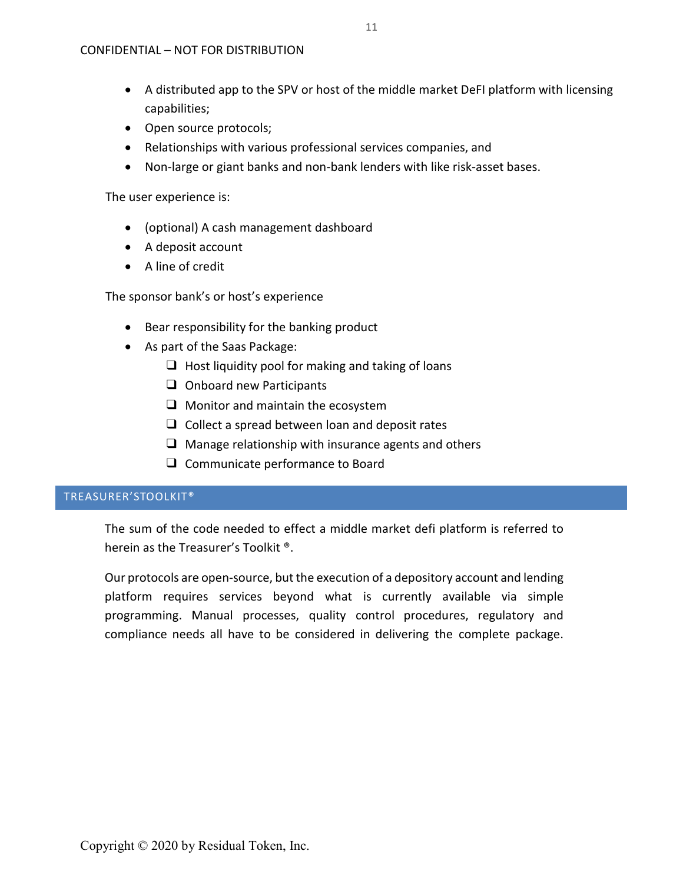- A distributed app to the SPV or host of the middle market DeFI platform with licensing capabilities;
- Open source protocols;
- Relationships with various professional services companies, and
- Non-large or giant banks and non-bank lenders with like risk-asset bases.

The user experience is:

- (optional) A cash management dashboard
- A deposit account
- A line of credit

The sponsor bank's or host's experience

- Bear responsibility for the banking product
- As part of the Saas Package:
  - Host liquidity pool for making and taking of loans
  - Onboard new Participants
  - Monitor and maintain the ecosystem
  - Collect a spread between loan and deposit rates
  - Manage relationship with insurance agents and others
  - Communicate performance to Board

## TREASURER'STOOLKIT®

The sum of the code needed to effect a middle market defi platform is referred to herein as the Treasurer's Toolkit ®.

Our protocols are open-source, but the execution of a depository account and lending platform requires services beyond what is currently available via simple programming. Manual processes, quality control procedures, regulatory and compliance needs all have to be considered in delivering the complete package.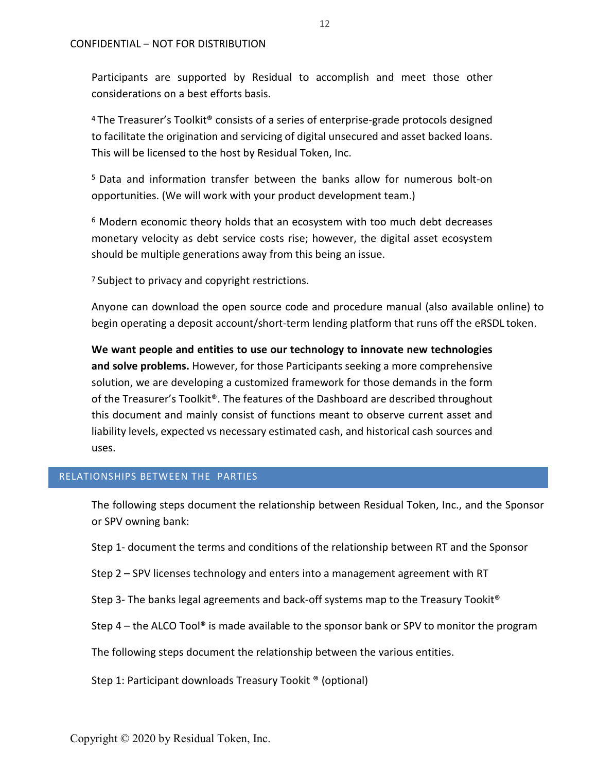Participants are supported by Residual to accomplish and meet those other considerations on a best efforts basis.

[4] The Treasurer's Toolkit® consists of a series of enterprise-grade protocols designed to facilitate the origination and servicing of digital unsecured and asset backed loans. This will be licensed to the host by Residual Token, Inc.

[5] Data and information transfer between the banks allow for numerous bolt-on opportunities. (We will work with your product development team.)

[6] Modern economic theory holds that an ecosystem with too much debt decreases monetary velocity as debt service costs rise; however, the digital asset ecosystem should be multiple generations away from this being an issue.

[7] Subject to privacy and copyright restrictions.

Anyone can download the open source code and procedure manual (also available online) to begin operating a deposit account/short-term lending platform that runs off the eRSDL token.

**We want people and entities to use our technology to innovate new technologies and solve problems.** However, for those Participants seeking a more comprehensive solution, we are developing a customized framework for those demands in the form of the Treasurer's Toolkit®. The features of the Dashboard are described throughout this document and mainly consist of functions meant to observe current asset and liability levels, expected vs necessary estimated cash, and historical cash sources and uses.

## RELATIONSHIPS BETWEEN THE PARTIES

The following steps document the relationship between Residual Token, Inc., and the Sponsor or SPV owning bank:

Step 1- document the terms and conditions of the relationship between RT and the Sponsor

Step 2 – SPV licenses technology and enters into a management agreement with RT

Step 3- The banks legal agreements and back-off systems map to the Treasury Tookit®

Step 4 – the ALCO Tool® is made available to the sponsor bank or SPV to monitor the program

The following steps document the relationship between the various entities.

Step 1: Participant downloads Treasury Tookit ® (optional)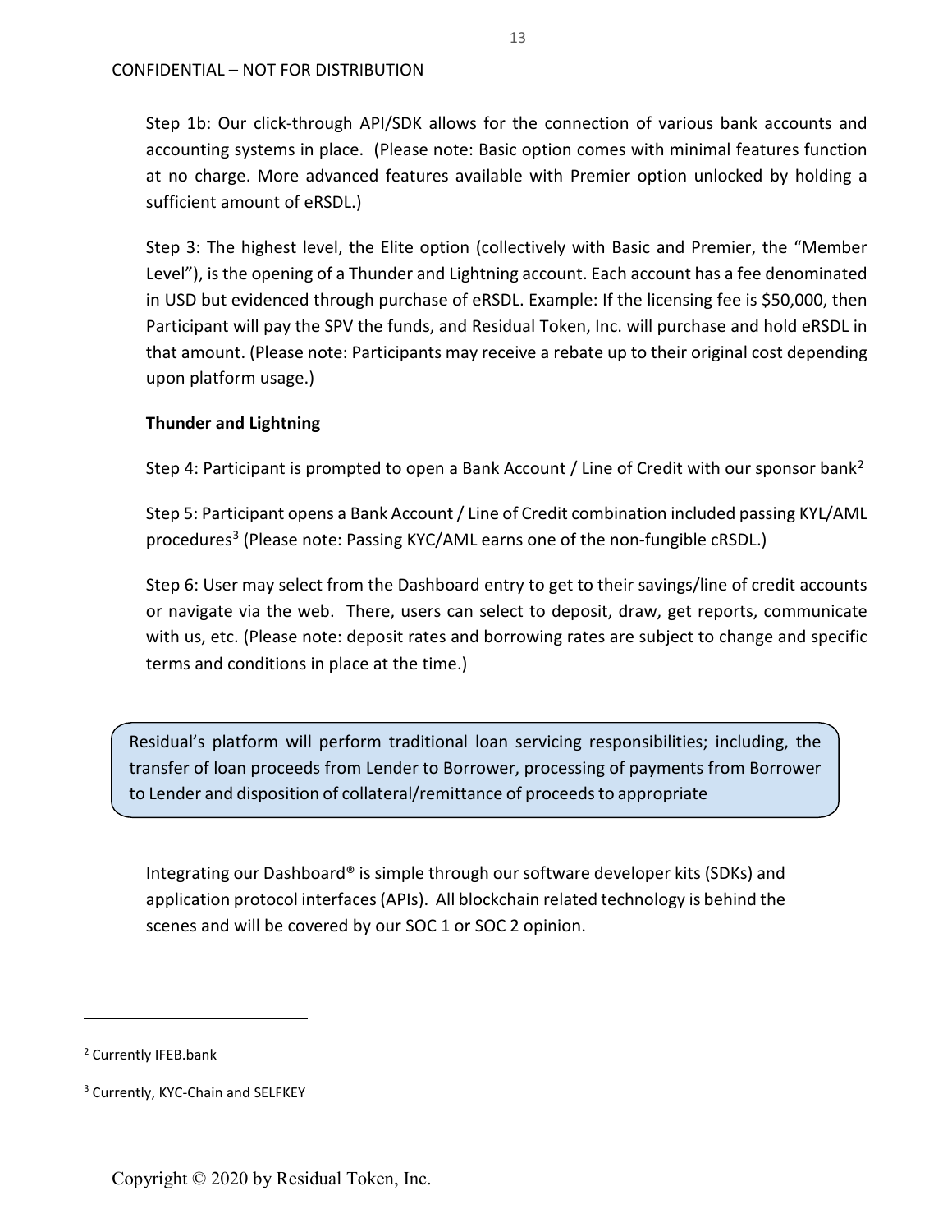Step 1b: Our click-through API/SDK allows for the connection of various bank accounts and accounting systems in place. (Please note: Basic option comes with minimal features function at no charge. More advanced features available with Premier option unlocked by holding a sufficient amount of eRSDL.)

Step 3: The highest level, the Elite option (collectively with Basic and Premier, the "Member Level"), is the opening of a Thunder and Lightning account. Each account has a fee denominated in USD but evidenced through purchase of eRSDL. Example: If the licensing fee is $50,000, then Participant will pay the SPV the funds, and Residual Token, Inc. will purchase and hold eRSDL in that amount. (Please note: Participants may receive a rebate up to their original cost depending upon platform usage.)

**Thunder and Lightning**

Step 4: Participant is prompted to open a Bank Account / Line of Credit with our sponsor bank[2]

Step 5: Participant opens a Bank Account / Line of Credit combination included passing KYL/AML procedures[3] (Please note: Passing KYC/AML earns one of the non-fungible cRSDL.)

Step 6: User may select from the Dashboard entry to get to their savings/line of credit accounts or navigate via the web. There, users can select to deposit, draw, get reports, communicate with us, etc. (Please note: deposit rates and borrowing rates are subject to change and specific terms and conditions in place at the time.)

> Residual's platform will perform traditional loan servicing responsibilities; including, the transfer of loan proceeds from Lender to Borrower, processing of payments from Borrower to Lender and disposition of collateral/remittance of proceeds to appropriate

Integrating our Dashboard® is simple through our software developer kits (SDKs) and application protocol interfaces (APIs). All blockchain related technology is behind the scenes and will be covered by our SOC 1 or SOC 2 opinion.

---

[2] Currently IFEB.bank

[3] Currently, KYC-Chain and SELFKEY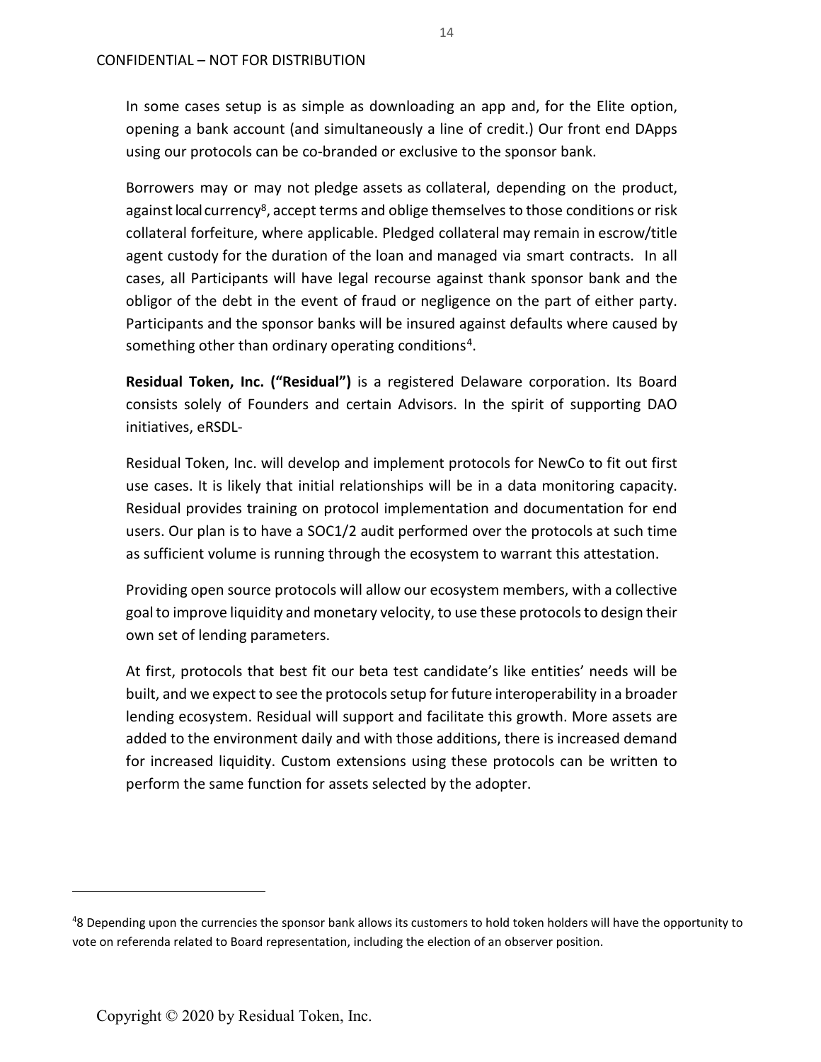In some cases setup is as simple as downloading an app and, for the Elite option, opening a bank account (and simultaneously a line of credit.) Our front end DApps using our protocols can be co-branded or exclusive to the sponsor bank.

Borrowers may or may not pledge assets as collateral, depending on the product, against local currency[8], accept terms and oblige themselves to those conditions or risk collateral forfeiture, where applicable. Pledged collateral may remain in escrow/title agent custody for the duration of the loan and managed via smart contracts. In all cases, all Participants will have legal recourse against thank sponsor bank and the obligor of the debt in the event of fraud or negligence on the part of either party. Participants and the sponsor banks will be insured against defaults where caused by something other than ordinary operating conditions[4].

**Residual Token, Inc. ("Residual")** is a registered Delaware corporation. Its Board consists solely of Founders and certain Advisors. In the spirit of supporting DAO initiatives, eRSDL-

Residual Token, Inc. will develop and implement protocols for NewCo to fit out first use cases. It is likely that initial relationships will be in a data monitoring capacity. Residual provides training on protocol implementation and documentation for end users. Our plan is to have a SOC1/2 audit performed over the protocols at such time as sufficient volume is running through the ecosystem to warrant this attestation.

Providing open source protocols will allow our ecosystem members, with a collective goal to improve liquidity and monetary velocity, to use these protocols to design their own set of lending parameters.

At first, protocols that best fit our beta test candidate's like entities' needs will be built, and we expect to see the protocols setup for future interoperability in a broader lending ecosystem. Residual will support and facilitate this growth. More assets are added to the environment daily and with those additions, there is increased demand for increased liquidity. Custom extensions using these protocols can be written to perform the same function for assets selected by the adopter.

---

[4]8 Depending upon the currencies the sponsor bank allows its customers to hold token holders will have the opportunity to vote on referenda related to Board representation, including the election of an observer position.

Copyright © 2020 by Residual Token, Inc.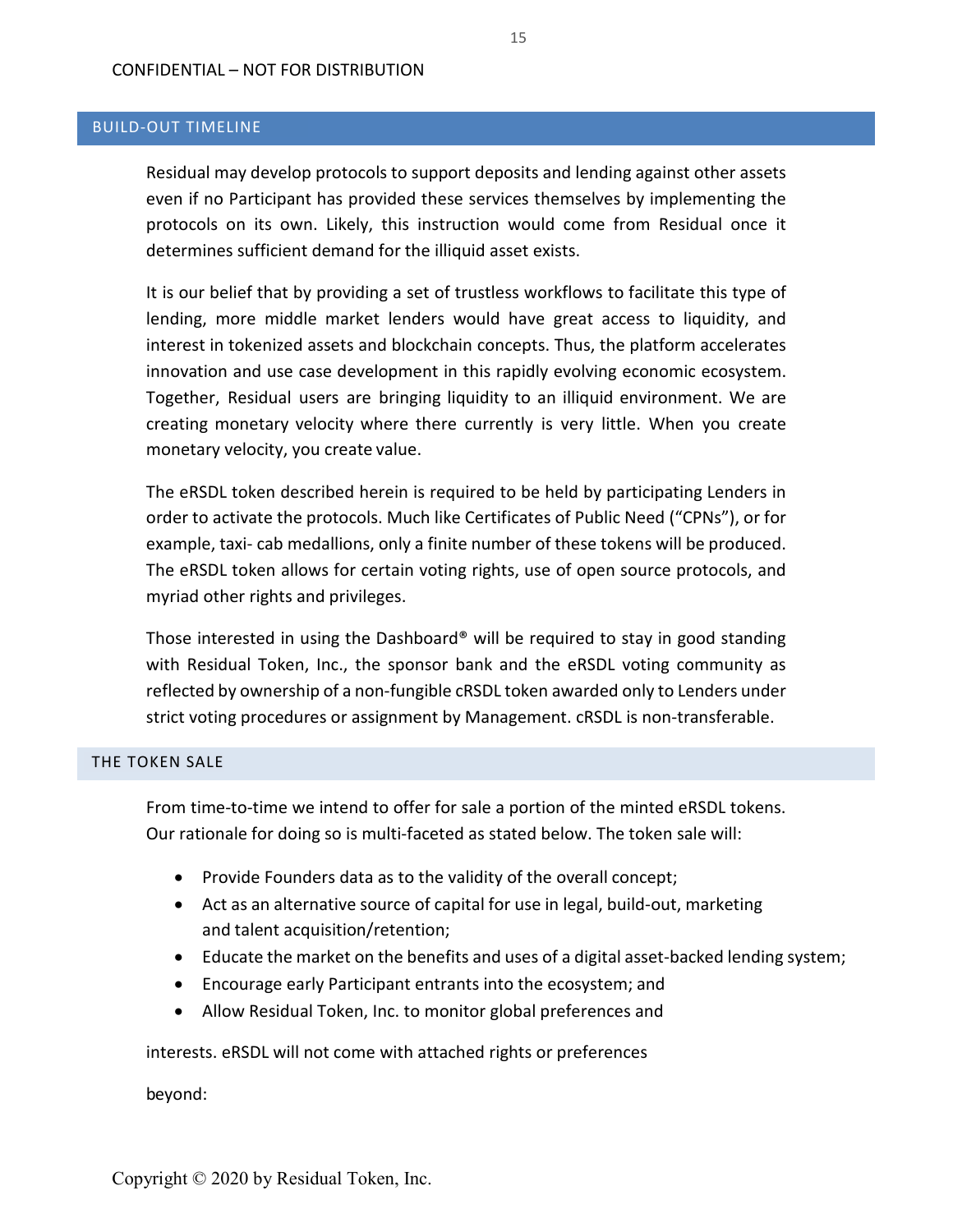## BUILD-OUT TIMELINE

Residual may develop protocols to support deposits and lending against other assets even if no Participant has provided these services themselves by implementing the protocols on its own. Likely, this instruction would come from Residual once it determines sufficient demand for the illiquid asset exists.

It is our belief that by providing a set of trustless workflows to facilitate this type of lending, more middle market lenders would have great access to liquidity, and interest in tokenized assets and blockchain concepts. Thus, the platform accelerates innovation and use case development in this rapidly evolving economic ecosystem. Together, Residual users are bringing liquidity to an illiquid environment. We are creating monetary velocity where there currently is very little. When you create monetary velocity, you create value.

The eRSDL token described herein is required to be held by participating Lenders in order to activate the protocols. Much like Certificates of Public Need ("CPNs"), or for example, taxi- cab medallions, only a finite number of these tokens will be produced. The eRSDL token allows for certain voting rights, use of open source protocols, and myriad other rights and privileges.

Those interested in using the Dashboard® will be required to stay in good standing with Residual Token, Inc., the sponsor bank and the eRSDL voting community as reflected by ownership of a non-fungible cRSDL token awarded only to Lenders under strict voting procedures or assignment by Management. cRSDL is non-transferable.

## THE TOKEN SALE

From time-to-time we intend to offer for sale a portion of the minted eRSDL tokens. Our rationale for doing so is multi-faceted as stated below. The token sale will:

- Provide Founders data as to the validity of the overall concept;
- Act as an alternative source of capital for use in legal, build-out, marketing and talent acquisition/retention;
- Educate the market on the benefits and uses of a digital asset-backed lending system;
- Encourage early Participant entrants into the ecosystem; and
- Allow Residual Token, Inc. to monitor global preferences and

interests. eRSDL will not come with attached rights or preferences

beyond: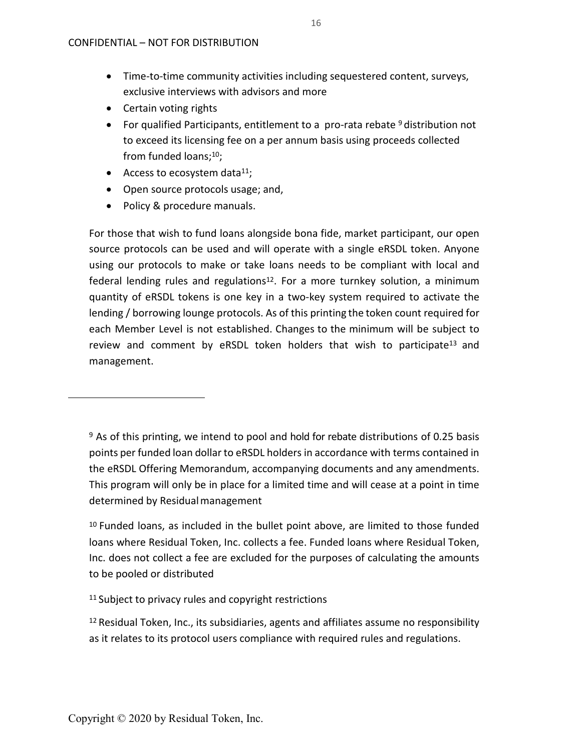- Time-to-time community activities including sequestered content, surveys, exclusive interviews with advisors and more
- Certain voting rights
- For qualified Participants, entitlement to a pro-rata rebate [9] distribution not to exceed its licensing fee on a per annum basis using proceeds collected from funded loans;[10];
- Access to ecosystem data[11];
- Open source protocols usage; and,
- Policy & procedure manuals.

For those that wish to fund loans alongside bona fide, market participant, our open source protocols can be used and will operate with a single eRSDL token. Anyone using our protocols to make or take loans needs to be compliant with local and federal lending rules and regulations[12]. For a more turnkey solution, a minimum quantity of eRSDL tokens is one key in a two-key system required to activate the lending / borrowing lounge protocols. As of this printing the token count required for each Member Level is not established. Changes to the minimum will be subject to review and comment by eRSDL token holders that wish to participate[13] and management.

---

[9] As of this printing, we intend to pool and hold for rebate distributions of 0.25 basis points per funded loan dollar to eRSDL holders in accordance with terms contained in the eRSDL Offering Memorandum, accompanying documents and any amendments. This program will only be in place for a limited time and will cease at a point in time determined by Residual management

[10] Funded loans, as included in the bullet point above, are limited to those funded loans where Residual Token, Inc. collects a fee. Funded loans where Residual Token, Inc. does not collect a fee are excluded for the purposes of calculating the amounts to be pooled or distributed

[11] Subject to privacy rules and copyright restrictions

[12] Residual Token, Inc., its subsidiaries, agents and affiliates assume no responsibility as it relates to its protocol users compliance with required rules and regulations.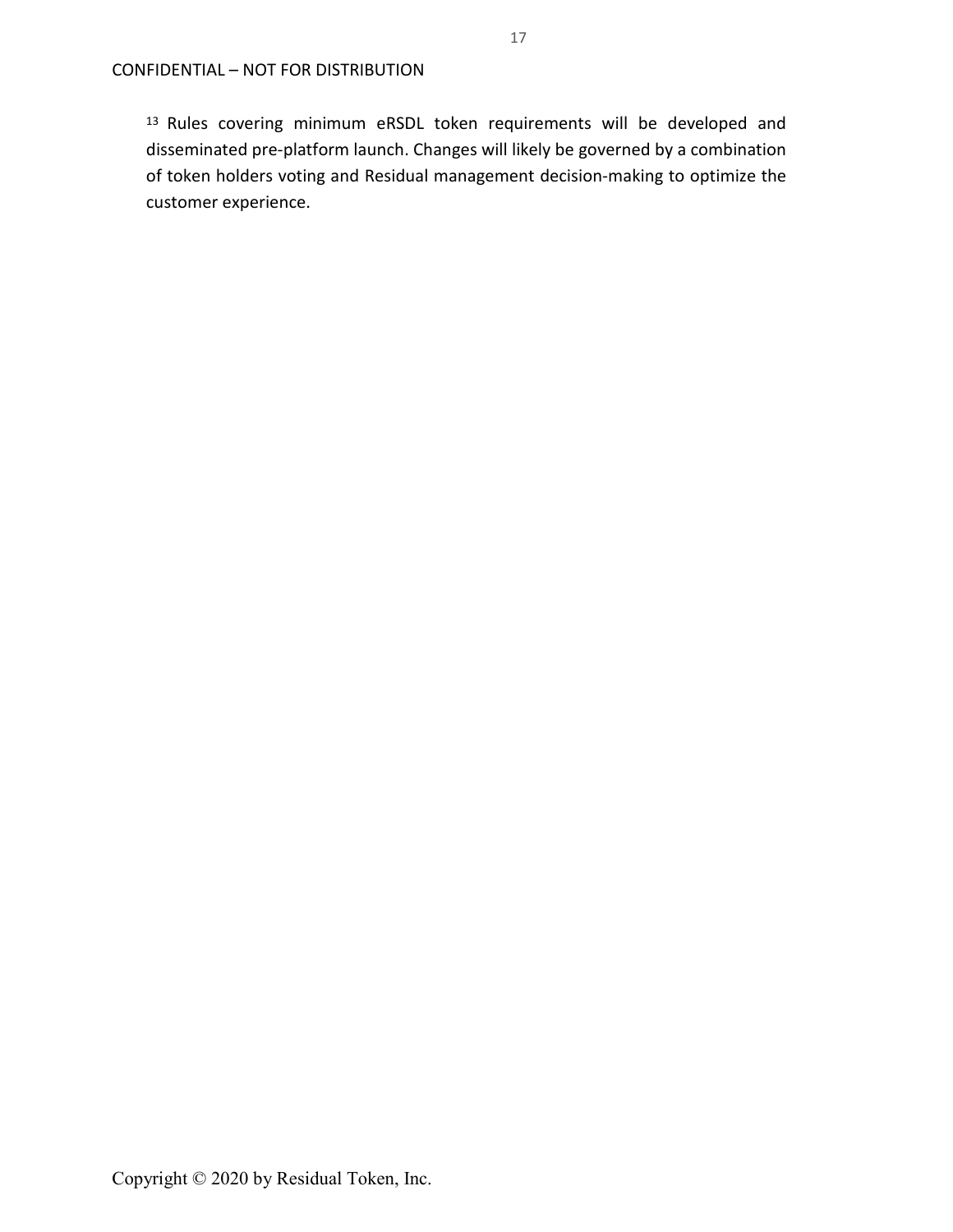[13] Rules covering minimum eRSDL token requirements will be developed and disseminated pre-platform launch. Changes will likely be governed by a combination of token holders voting and Residual management decision-making to optimize the customer experience.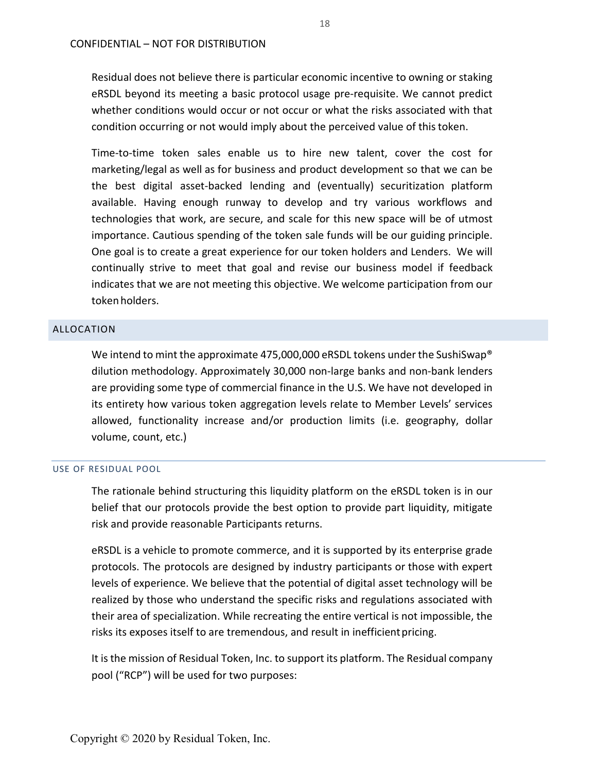Residual does not believe there is particular economic incentive to owning or staking eRSDL beyond its meeting a basic protocol usage pre-requisite. We cannot predict whether conditions would occur or not occur or what the risks associated with that condition occurring or not would imply about the perceived value of this token.

Time-to-time token sales enable us to hire new talent, cover the cost for marketing/legal as well as for business and product development so that we can be the best digital asset-backed lending and (eventually) securitization platform available. Having enough runway to develop and try various workflows and technologies that work, are secure, and scale for this new space will be of utmost importance. Cautious spending of the token sale funds will be our guiding principle. One goal is to create a great experience for our token holders and Lenders. We will continually strive to meet that goal and revise our business model if feedback indicates that we are not meeting this objective. We welcome participation from our token holders.

## ALLOCATION

We intend to mint the approximate 475,000,000 eRSDL tokens under the SushiSwap® dilution methodology. Approximately 30,000 non-large banks and non-bank lenders are providing some type of commercial finance in the U.S. We have not developed in its entirety how various token aggregation levels relate to Member Levels' services allowed, functionality increase and/or production limits (i.e. geography, dollar volume, count, etc.)

### USE OF RESIDUAL POOL

The rationale behind structuring this liquidity platform on the eRSDL token is in our belief that our protocols provide the best option to provide part liquidity, mitigate risk and provide reasonable Participants returns.

eRSDL is a vehicle to promote commerce, and it is supported by its enterprise grade protocols. The protocols are designed by industry participants or those with expert levels of experience. We believe that the potential of digital asset technology will be realized by those who understand the specific risks and regulations associated with their area of specialization. While recreating the entire vertical is not impossible, the risks its exposes itself to are tremendous, and result in inefficient pricing.

It is the mission of Residual Token, Inc. to support its platform. The Residual company pool ("RCP") will be used for two purposes: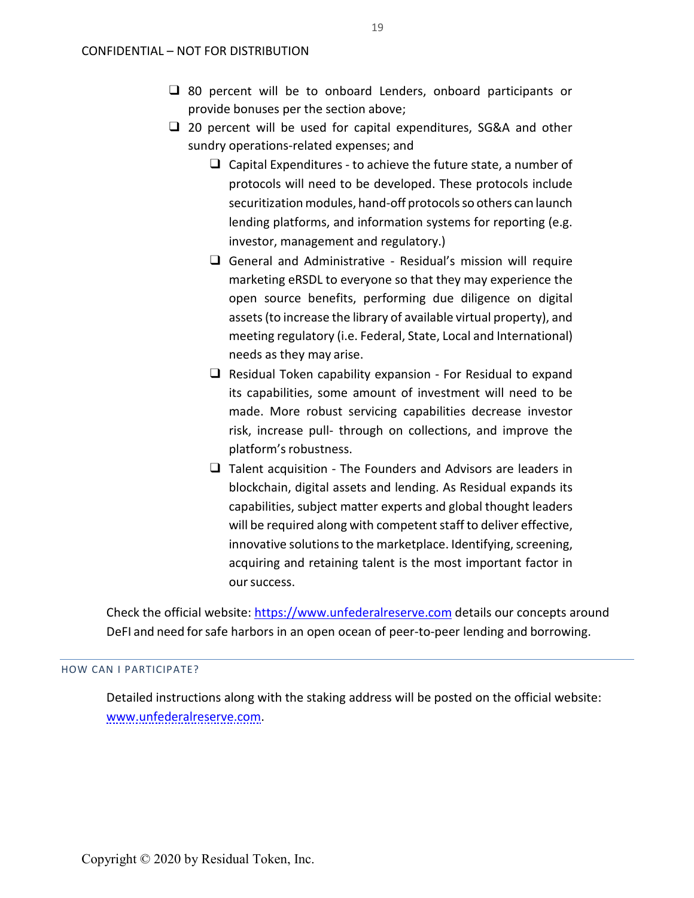- 80 percent will be to onboard Lenders, onboard participants or provide bonuses per the section above;
- 20 percent will be used for capital expenditures, SG&A and other sundry operations-related expenses; and
  - Capital Expenditures - to achieve the future state, a number of protocols will need to be developed. These protocols include securitization modules, hand-off protocols so others can launch lending platforms, and information systems for reporting (e.g. investor, management and regulatory.)
  - General and Administrative - Residual's mission will require marketing eRSDL to everyone so that they may experience the open source benefits, performing due diligence on digital assets (to increase the library of available virtual property), and meeting regulatory (i.e. Federal, State, Local and International) needs as they may arise.
  - Residual Token capability expansion - For Residual to expand its capabilities, some amount of investment will need to be made. More robust servicing capabilities decrease investor risk, increase pull- through on collections, and improve the platform's robustness.
  - Talent acquisition - The Founders and Advisors are leaders in blockchain, digital assets and lending. As Residual expands its capabilities, subject matter experts and global thought leaders will be required along with competent staff to deliver effective, innovative solutions to the marketplace. Identifying, screening, acquiring and retaining talent is the most important factor in our success.

Check the official website: [https://www.unfederalreserve.com](https://www.unfederalreserve.com) details our concepts around DeFI and need for safe harbors in an open ocean of peer-to-peer lending and borrowing.

---

## HOW CAN I PARTICIPATE?

Detailed instructions along with the staking address will be posted on the official website: [www.unfederalreserve.com](www.unfederalreserve.com).

Copyright © 2020 by Residual Token, Inc.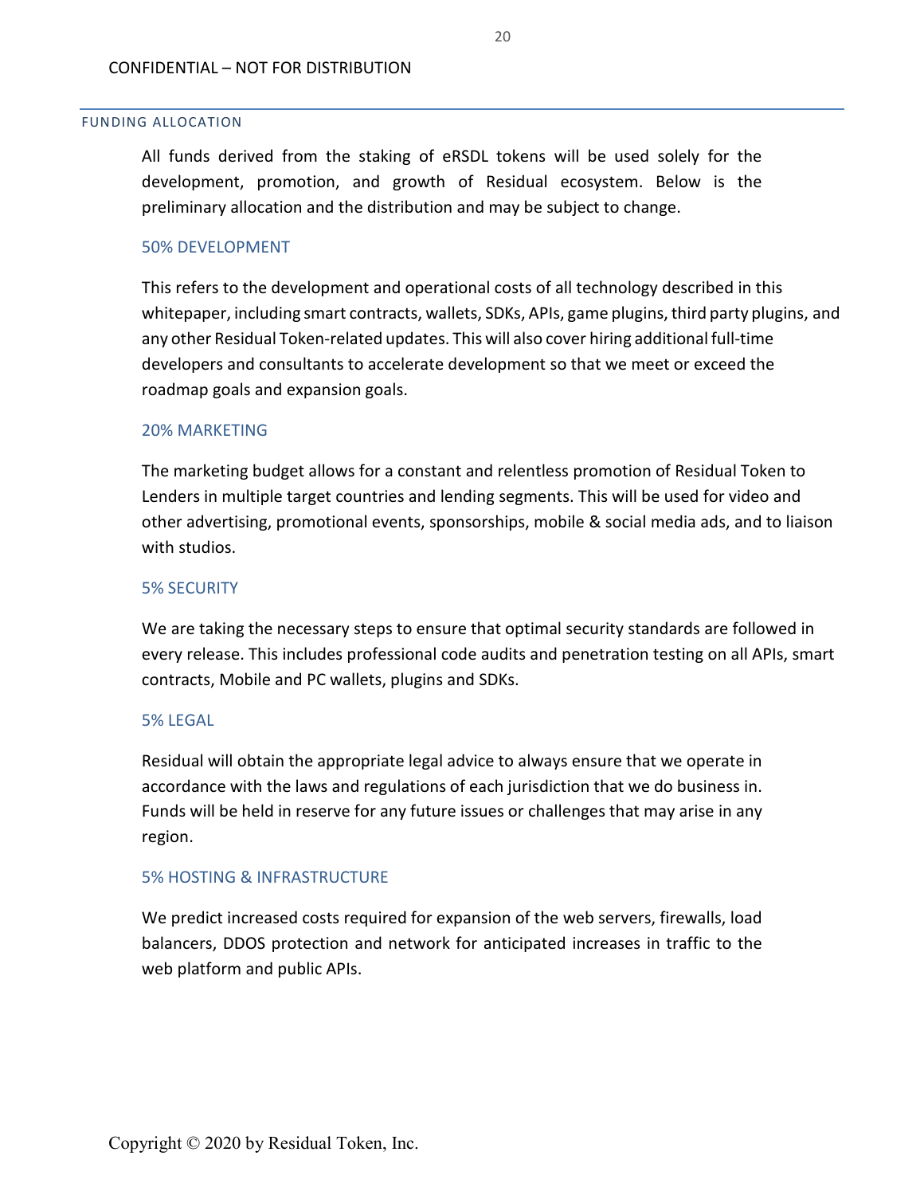## FUNDING ALLOCATION

All funds derived from the staking of eRSDL tokens will be used solely for the development, promotion, and growth of Residual ecosystem. Below is the preliminary allocation and the distribution and may be subject to change.

### 50% DEVELOPMENT

This refers to the development and operational costs of all technology described in this whitepaper, including smart contracts, wallets, SDKs, APIs, game plugins, third party plugins, and any other Residual Token-related updates. This will also cover hiring additional full-time developers and consultants to accelerate development so that we meet or exceed the roadmap goals and expansion goals.

### 20% MARKETING

The marketing budget allows for a constant and relentless promotion of Residual Token to Lenders in multiple target countries and lending segments. This will be used for video and other advertising, promotional events, sponsorships, mobile & social media ads, and to liaison with studios.

### 5% SECURITY

We are taking the necessary steps to ensure that optimal security standards are followed in every release. This includes professional code audits and penetration testing on all APIs, smart contracts, Mobile and PC wallets, plugins and SDKs.

### 5% LEGAL

Residual will obtain the appropriate legal advice to always ensure that we operate in accordance with the laws and regulations of each jurisdiction that we do business in. Funds will be held in reserve for any future issues or challenges that may arise in any region.

### 5% HOSTING & INFRASTRUCTURE

We predict increased costs required for expansion of the web servers, firewalls, load balancers, DDOS protection and network for anticipated increases in traffic to the web platform and public APIs.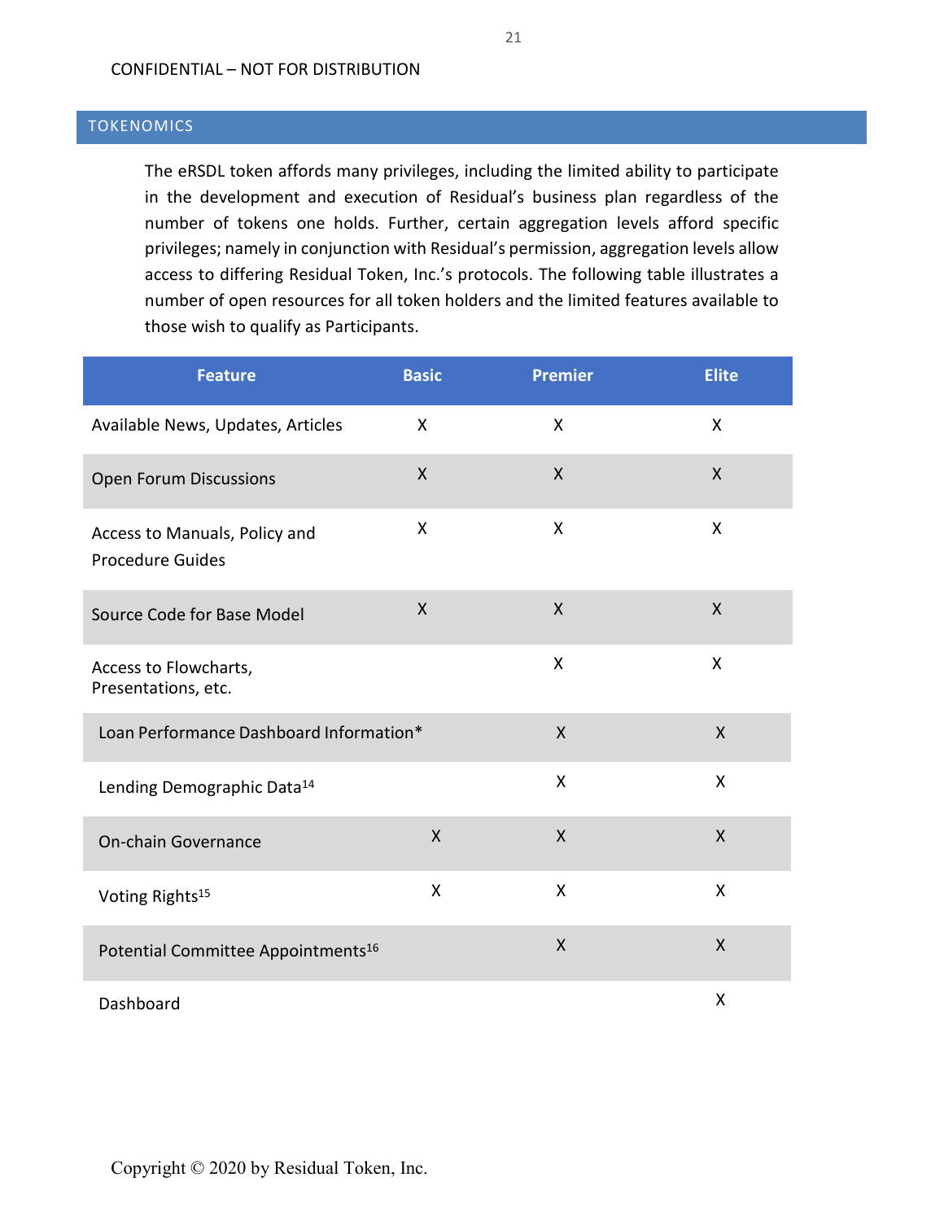## TOKENOMICS

The eRSDL token affords many privileges, including the limited ability to participate in the development and execution of Residual's business plan regardless of the number of tokens one holds. Further, certain aggregation levels afford specific privileges; namely in conjunction with Residual's permission, aggregation levels allow access to differing Residual Token, Inc.'s protocols. The following table illustrates a number of open resources for all token holders and the limited features available to those wish to qualify as Participants.

| Feature | Basic | Premier | Elite |
|---|---|---|---|
| Available News, Updates, Articles | X | X | X |
| Open Forum Discussions | X | X | X |
| Access to Manuals, Policy and Procedure Guides | X | X | X |
| Source Code for Base Model | X | X | X |
| Access to Flowcharts, Presentations, etc. | | X | X |
| Loan Performance Dashboard Information* | | X | X |
| Lending Demographic Data[14] | | X | X |
| On-chain Governance | X | X | X |
| Voting Rights[15] | X | X | X |
| Potential Committee Appointments[16] | | X | X |
| Dashboard | | | X |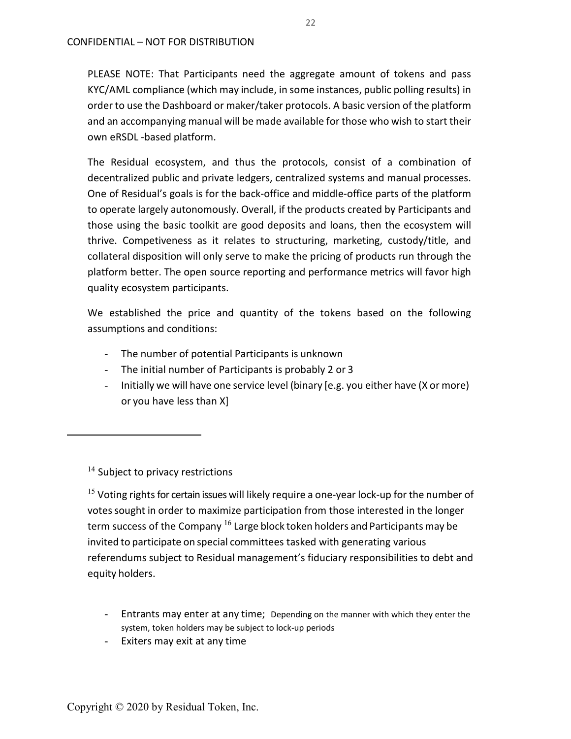PLEASE NOTE: That Participants need the aggregate amount of tokens and pass KYC/AML compliance (which may include, in some instances, public polling results) in order to use the Dashboard or maker/taker protocols. A basic version of the platform and an accompanying manual will be made available for those who wish to start their own eRSDL -based platform.

The Residual ecosystem, and thus the protocols, consist of a combination of decentralized public and private ledgers, centralized systems and manual processes. One of Residual's goals is for the back-office and middle-office parts of the platform to operate largely autonomously. Overall, if the products created by Participants and those using the basic toolkit are good deposits and loans, then the ecosystem will thrive. Competiveness as it relates to structuring, marketing, custody/title, and collateral disposition will only serve to make the pricing of products run through the platform better. The open source reporting and performance metrics will favor high quality ecosystem participants.

We established the price and quantity of the tokens based on the following assumptions and conditions:

- The number of potential Participants is unknown
- The initial number of Participants is probably 2 or 3
- Initially we will have one service level (binary [e.g. you either have (X or more) or you have less than X]

---

[14] Subject to privacy restrictions

[15] Voting rights for certain issues will likely require a one-year lock-up for the number of votes sought in order to maximize participation from those interested in the longer term success of the Company [16] Large block token holders and Participants may be invited to participate on special committees tasked with generating various referendums subject to Residual management's fiduciary responsibilities to debt and equity holders.

- Entrants may enter at any time; Depending on the manner with which they enter the system, token holders may be subject to lock-up periods
- Exiters may exit at any time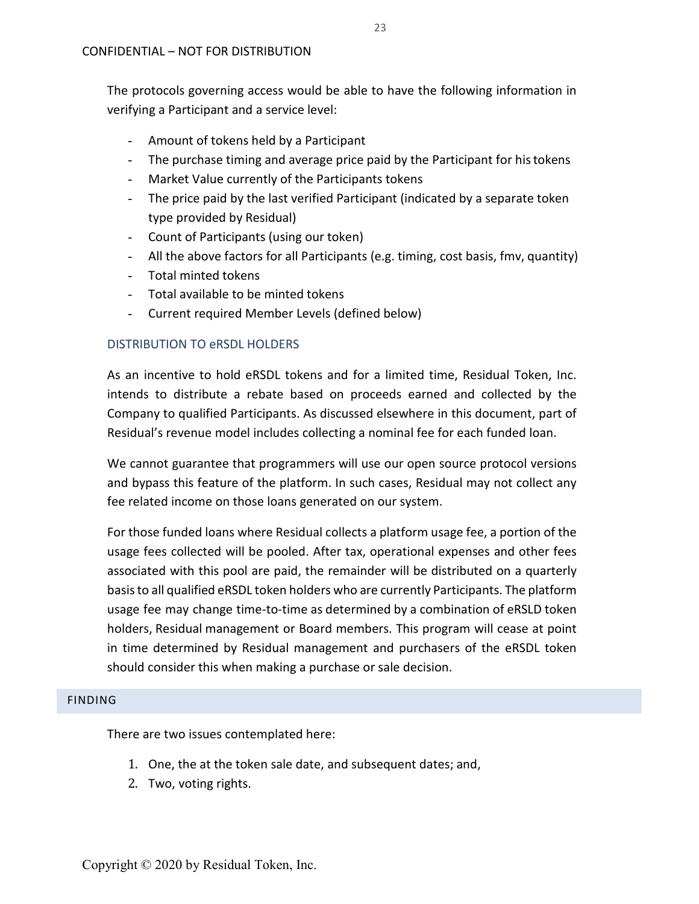The protocols governing access would be able to have the following information in verifying a Participant and a service level:

- Amount of tokens held by a Participant
- The purchase timing and average price paid by the Participant for his tokens
- Market Value currently of the Participants tokens
- The price paid by the last verified Participant (indicated by a separate token type provided by Residual)
- Count of Participants (using our token)
- All the above factors for all Participants (e.g. timing, cost basis, fmv, quantity)
- Total minted tokens
- Total available to be minted tokens
- Current required Member Levels (defined below)

### DISTRIBUTION TO eRSDL HOLDERS

As an incentive to hold eRSDL tokens and for a limited time, Residual Token, Inc. intends to distribute a rebate based on proceeds earned and collected by the Company to qualified Participants. As discussed elsewhere in this document, part of Residual's revenue model includes collecting a nominal fee for each funded loan.

We cannot guarantee that programmers will use our open source protocol versions and bypass this feature of the platform. In such cases, Residual may not collect any fee related income on those loans generated on our system.

For those funded loans where Residual collects a platform usage fee, a portion of the usage fees collected will be pooled. After tax, operational expenses and other fees associated with this pool are paid, the remainder will be distributed on a quarterly basis to all qualified eRSDL token holders who are currently Participants. The platform usage fee may change time-to-time as determined by a combination of eRSLD token holders, Residual management or Board members. This program will cease at point in time determined by Residual management and purchasers of the eRSDL token should consider this when making a purchase or sale decision.

## FINDING

There are two issues contemplated here:

1. One, the at the token sale date, and subsequent dates; and,
2. Two, voting rights.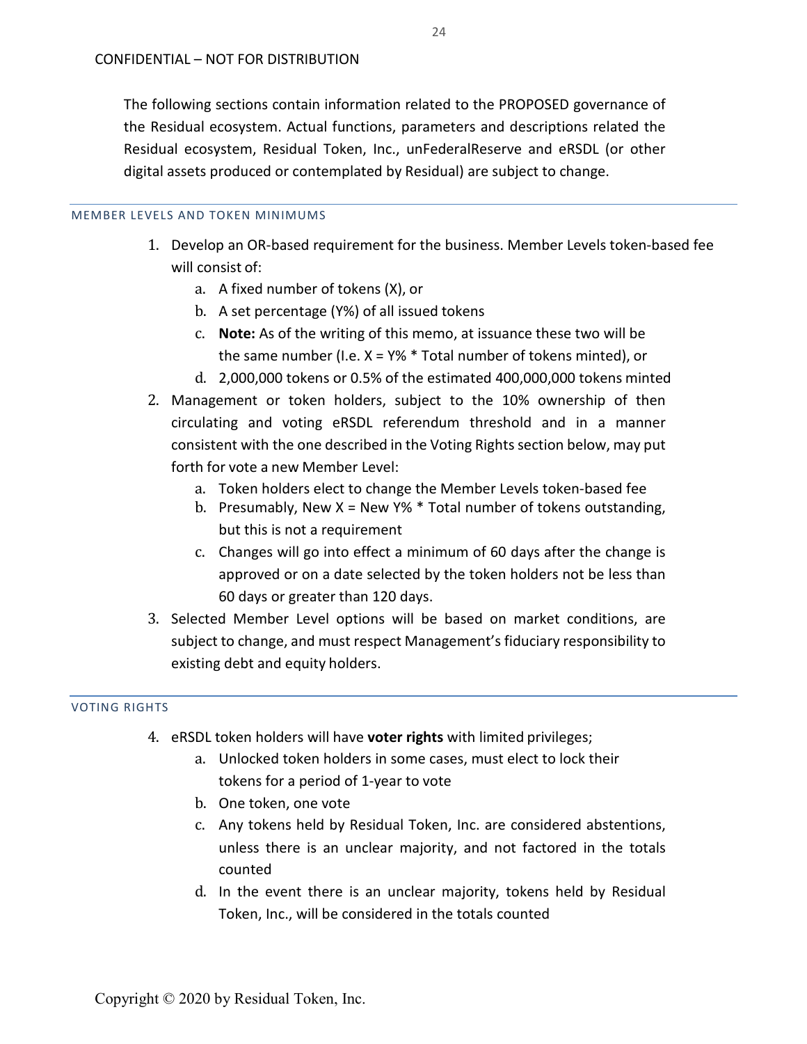CONFIDENTIAL – NOT FOR DISTRIBUTION

The following sections contain information related to the PROPOSED governance of the Residual ecosystem. Actual functions, parameters and descriptions related the Residual ecosystem, Residual Token, Inc., unFederalReserve and eRSDL (or other digital assets produced or contemplated by Residual) are subject to change.

## MEMBER LEVELS AND TOKEN MINIMUMS

1. Develop an OR-based requirement for the business. Member Levels token-based fee will consist of:
   a. A fixed number of tokens (X), or
   b. A set percentage (Y%) of all issued tokens
   c. **Note:** As of the writing of this memo, at issuance these two will be the same number (I.e. X = Y% * Total number of tokens minted), or
   d. 2,000,000 tokens or 0.5% of the estimated 400,000,000 tokens minted
2. Management or token holders, subject to the 10% ownership of then circulating and voting eRSDL referendum threshold and in a manner consistent with the one described in the Voting Rights section below, may put forth for vote a new Member Level:
   a. Token holders elect to change the Member Levels token-based fee
   b. Presumably, New X = New Y% * Total number of tokens outstanding, but this is not a requirement
   c. Changes will go into effect a minimum of 60 days after the change is approved or on a date selected by the token holders not be less than 60 days or greater than 120 days.
3. Selected Member Level options will be based on market conditions, are subject to change, and must respect Management's fiduciary responsibility to existing debt and equity holders.

## VOTING RIGHTS

4. eRSDL token holders will have **voter rights** with limited privileges;
   a. Unlocked token holders in some cases, must elect to lock their tokens for a period of 1-year to vote
   b. One token, one vote
   c. Any tokens held by Residual Token, Inc. are considered abstentions, unless there is an unclear majority, and not factored in the totals counted
   d. In the event there is an unclear majority, tokens held by Residual Token, Inc., will be considered in the totals counted

Copyright © 2020 by Residual Token, Inc.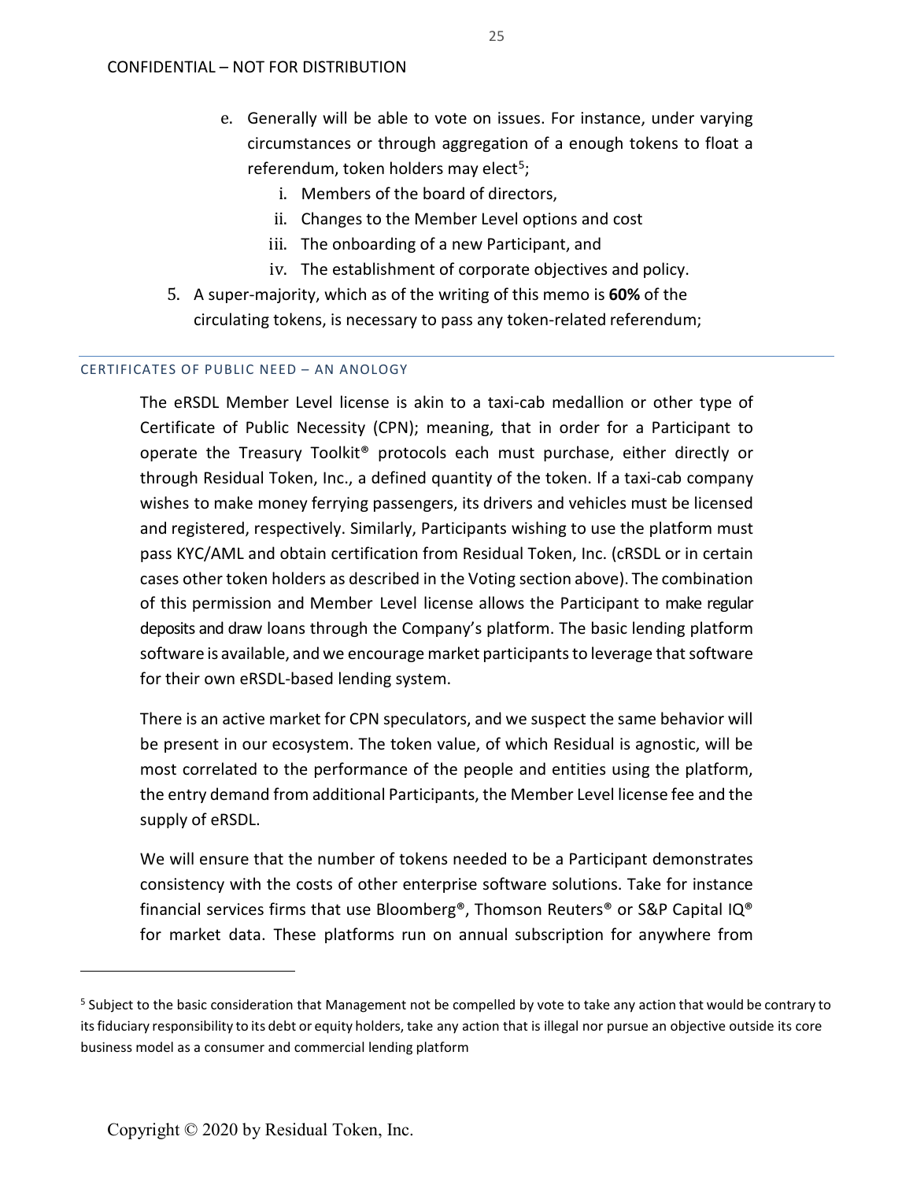e. Generally will be able to vote on issues. For instance, under varying circumstances or through aggregation of a enough tokens to float a referendum, token holders may elect[5];
   i. Members of the board of directors,
   ii. Changes to the Member Level options and cost
   iii. The onboarding of a new Participant, and
   iv. The establishment of corporate objectives and policy.

5. A super-majority, which as of the writing of this memo is **60%** of the circulating tokens, is necessary to pass any token-related referendum;

## CERTIFICATES OF PUBLIC NEED – AN ANOLOGY

The eRSDL Member Level license is akin to a taxi-cab medallion or other type of Certificate of Public Necessity (CPN); meaning, that in order for a Participant to operate the Treasury Toolkit® protocols each must purchase, either directly or through Residual Token, Inc., a defined quantity of the token. If a taxi-cab company wishes to make money ferrying passengers, its drivers and vehicles must be licensed and registered, respectively. Similarly, Participants wishing to use the platform must pass KYC/AML and obtain certification from Residual Token, Inc. (cRSDL or in certain cases other token holders as described in the Voting section above). The combination of this permission and Member Level license allows the Participant to make regular deposits and draw loans through the Company's platform. The basic lending platform software is available, and we encourage market participants to leverage that software for their own eRSDL-based lending system.

There is an active market for CPN speculators, and we suspect the same behavior will be present in our ecosystem. The token value, of which Residual is agnostic, will be most correlated to the performance of the people and entities using the platform, the entry demand from additional Participants, the Member Level license fee and the supply of eRSDL.

We will ensure that the number of tokens needed to be a Participant demonstrates consistency with the costs of other enterprise software solutions. Take for instance financial services firms that use Bloomberg®, Thomson Reuters® or S&P Capital IQ® for market data. These platforms run on annual subscription for anywhere from

---

[5] Subject to the basic consideration that Management not be compelled by vote to take any action that would be contrary to its fiduciary responsibility to its debt or equity holders, take any action that is illegal nor pursue an objective outside its core business model as a consumer and commercial lending platform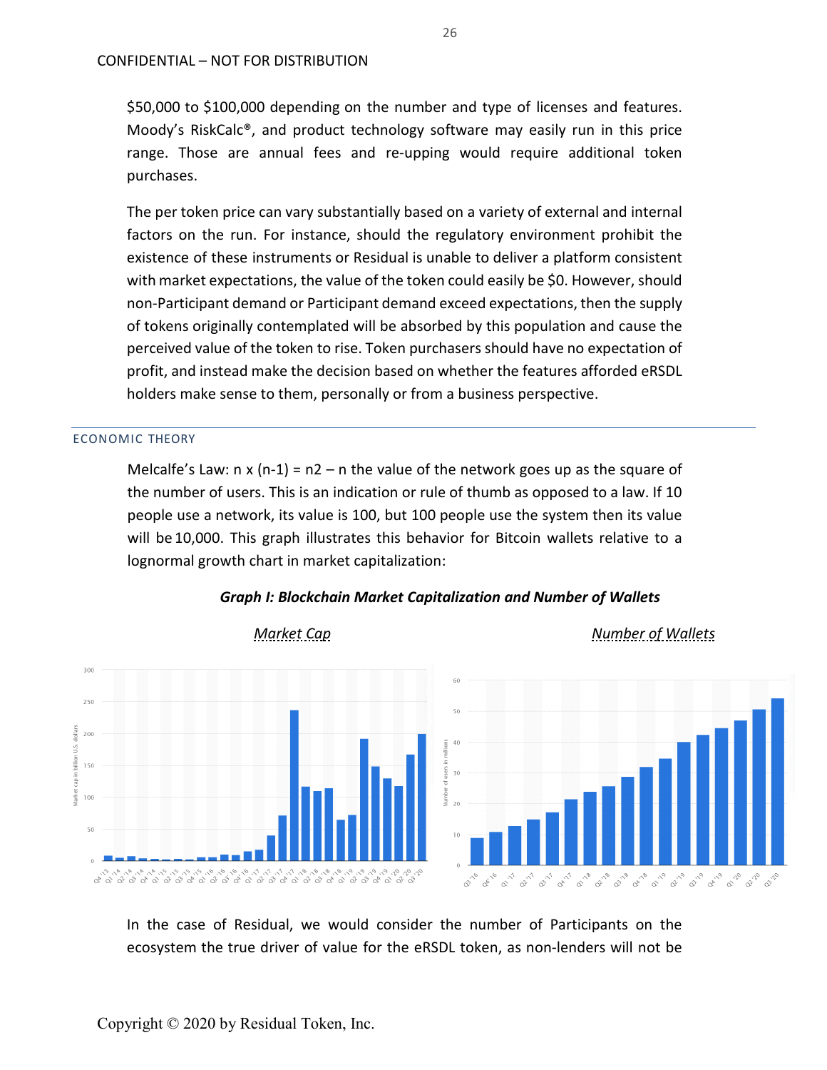$50,000 to $100,000 depending on the number and type of licenses and features. Moody's RiskCalc®, and product technology software may easily run in this price range. Those are annual fees and re-upping would require additional token purchases.

The per token price can vary substantially based on a variety of external and internal factors on the run. For instance, should the regulatory environment prohibit the existence of these instruments or Residual is unable to deliver a platform consistent with market expectations, the value of the token could easily be $0. However, should non-Participant demand or Participant demand exceed expectations, then the supply of tokens originally contemplated will be absorbed by this population and cause the perceived value of the token to rise. Token purchasers should have no expectation of profit, and instead make the decision based on whether the features afforded eRSDL holders make sense to them, personally or from a business perspective.

## ECONOMIC THEORY

Melcalfe's Law: $n \times (n-1) = n2 - n$ the value of the network goes up as the square of the number of users. This is an indication or rule of thumb as opposed to a law. If 10 people use a network, its value is 100, but 100 people use the system then its value will be 10,000. This graph illustrates this behavior for Bitcoin wallets relative to a lognormal growth chart in market capitalization:

***Graph I: Blockchain Market Capitalization and Number of Wallets***

Market Cap | Number of Wallets

In the case of Residual, we would consider the number of Participants on the ecosystem the true driver of value for the eRSDL token, as non-lenders will not be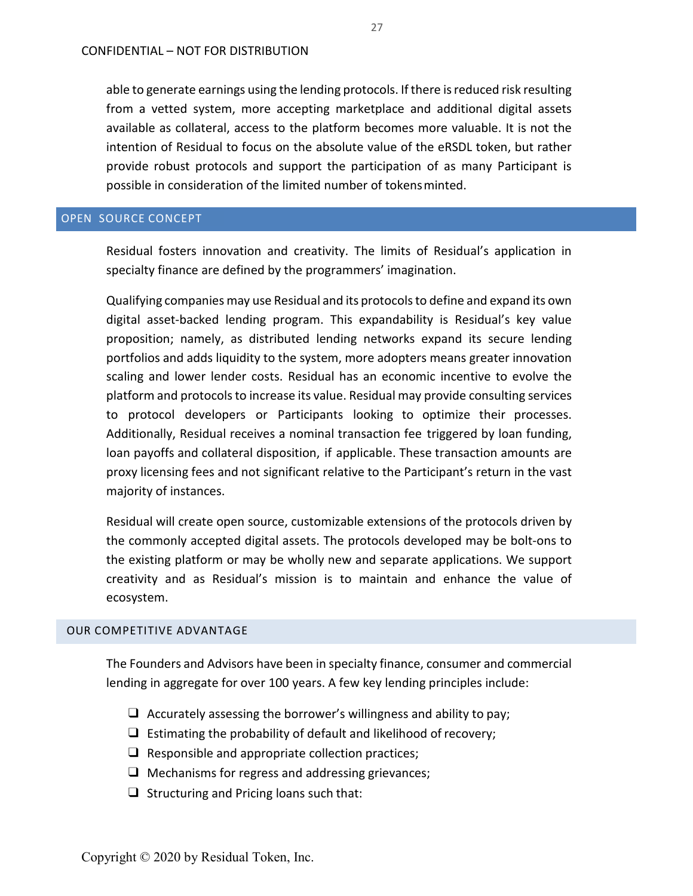able to generate earnings using the lending protocols. If there is reduced risk resulting from a vetted system, more accepting marketplace and additional digital assets available as collateral, access to the platform becomes more valuable. It is not the intention of Residual to focus on the absolute value of the eRSDL token, but rather provide robust protocols and support the participation of as many Participant is possible in consideration of the limited number of tokens minted.

## OPEN SOURCE CONCEPT

Residual fosters innovation and creativity. The limits of Residual's application in specialty finance are defined by the programmers' imagination.

Qualifying companies may use Residual and its protocols to define and expand its own digital asset-backed lending program. This expandability is Residual's key value proposition; namely, as distributed lending networks expand its secure lending portfolios and adds liquidity to the system, more adopters means greater innovation scaling and lower lender costs. Residual has an economic incentive to evolve the platform and protocols to increase its value. Residual may provide consulting services to protocol developers or Participants looking to optimize their processes. Additionally, Residual receives a nominal transaction fee triggered by loan funding, loan payoffs and collateral disposition, if applicable. These transaction amounts are proxy licensing fees and not significant relative to the Participant's return in the vast majority of instances.

Residual will create open source, customizable extensions of the protocols driven by the commonly accepted digital assets. The protocols developed may be bolt-ons to the existing platform or may be wholly new and separate applications. We support creativity and as Residual's mission is to maintain and enhance the value of ecosystem.

## OUR COMPETITIVE ADVANTAGE

The Founders and Advisors have been in specialty finance, consumer and commercial lending in aggregate for over 100 years. A few key lending principles include:

- Accurately assessing the borrower's willingness and ability to pay;
- Estimating the probability of default and likelihood of recovery;
- Responsible and appropriate collection practices;
- Mechanisms for regress and addressing grievances;
- Structuring and Pricing loans such that: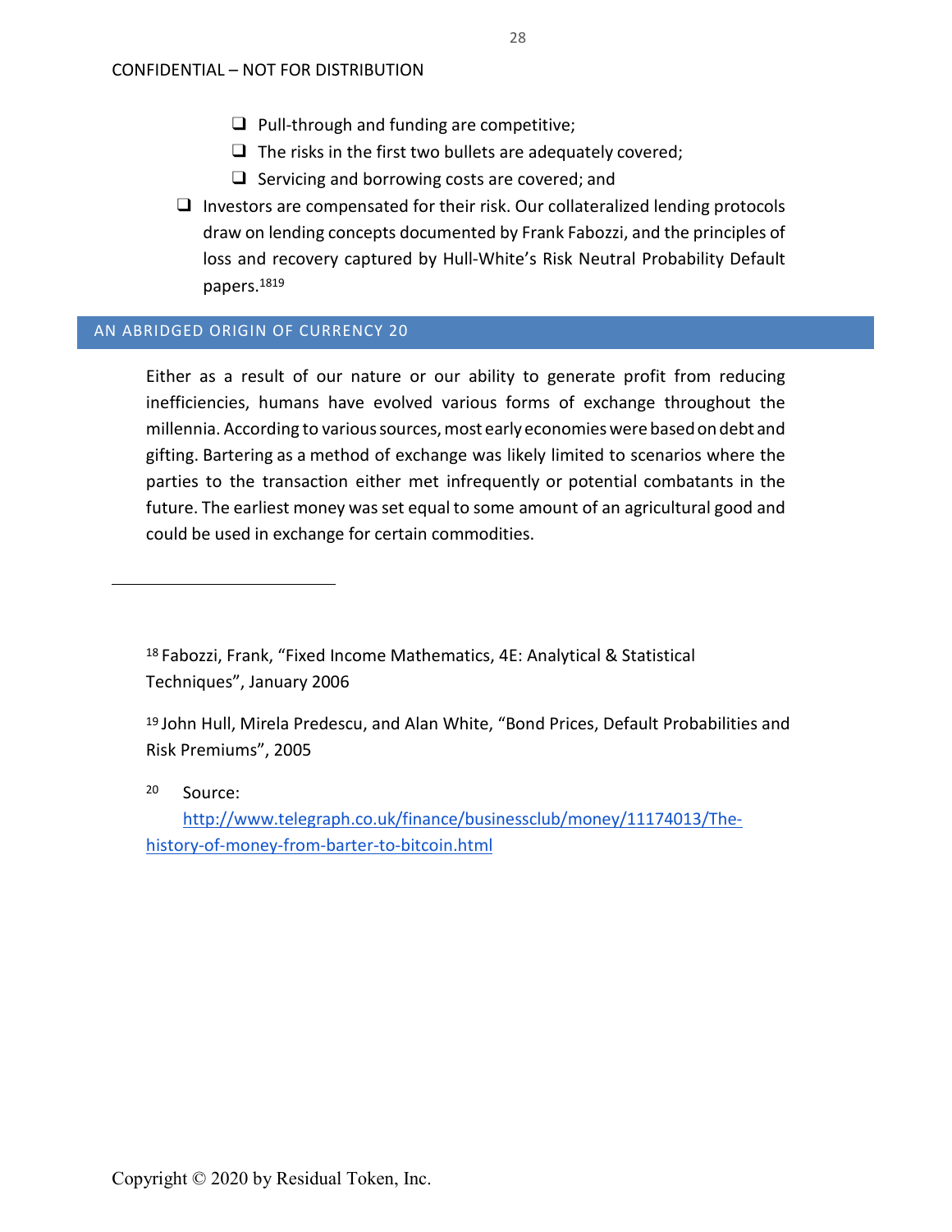- Pull-through and funding are competitive;
- The risks in the first two bullets are adequately covered;
- Servicing and borrowing costs are covered; and

- Investors are compensated for their risk. Our collateralized lending protocols draw on lending concepts documented by Frank Fabozzi, and the principles of loss and recovery captured by Hull-White's Risk Neutral Probability Default papers.[18][19]

## AN ABRIDGED ORIGIN OF CURRENCY [20]

Either as a result of our nature or our ability to generate profit from reducing inefficiencies, humans have evolved various forms of exchange throughout the millennia. According to various sources, most early economies were based on debt and gifting. Bartering as a method of exchange was likely limited to scenarios where the parties to the transaction either met infrequently or potential combatants in the future. The earliest money was set equal to some amount of an agricultural good and could be used in exchange for certain commodities.

---

[18] Fabozzi, Frank, "Fixed Income Mathematics, 4E: Analytical & Statistical Techniques", January 2006

[19] John Hull, Mirela Predescu, and Alan White, "Bond Prices, Default Probabilities and Risk Premiums", 2005

[20] Source: http://www.telegraph.co.uk/finance/businessclub/money/11174013/The-history-of-money-from-barter-to-bitcoin.html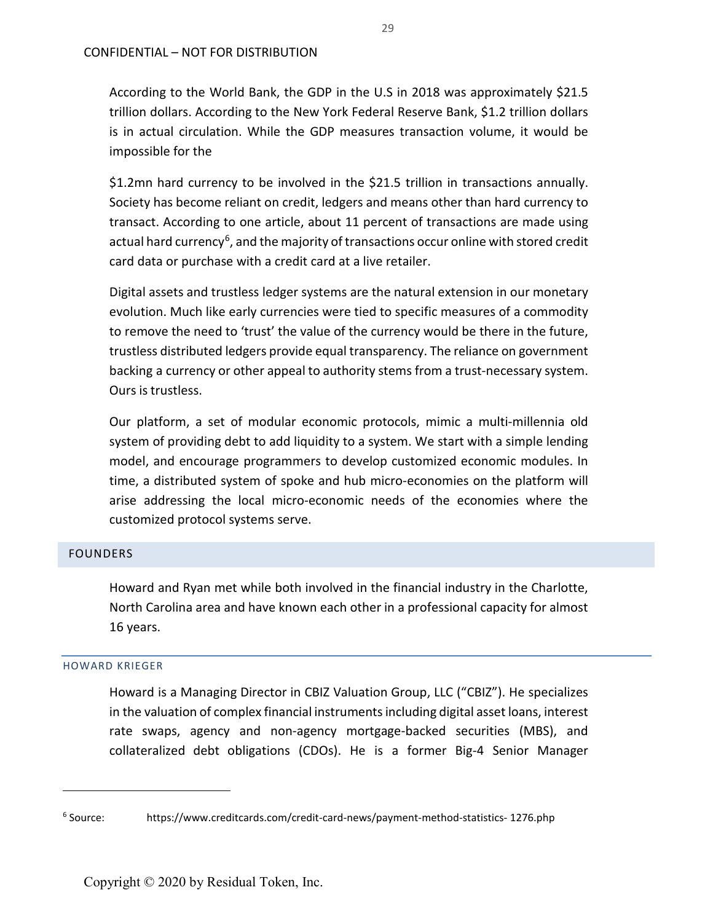According to the World Bank, the GDP in the U.S in 2018 was approximately $21.5 trillion dollars. According to the New York Federal Reserve Bank, $1.2 trillion dollars is in actual circulation. While the GDP measures transaction volume, it would be impossible for the

$1.2mn hard currency to be involved in the $21.5 trillion in transactions annually. Society has become reliant on credit, ledgers and means other than hard currency to transact. According to one article, about 11 percent of transactions are made using actual hard currency[6], and the majority of transactions occur online with stored credit card data or purchase with a credit card at a live retailer.

Digital assets and trustless ledger systems are the natural extension in our monetary evolution. Much like early currencies were tied to specific measures of a commodity to remove the need to 'trust' the value of the currency would be there in the future, trustless distributed ledgers provide equal transparency. The reliance on government backing a currency or other appeal to authority stems from a trust-necessary system. Ours is trustless.

Our platform, a set of modular economic protocols, mimic a multi-millennia old system of providing debt to add liquidity to a system. We start with a simple lending model, and encourage programmers to develop customized economic modules. In time, a distributed system of spoke and hub micro-economies on the platform will arise addressing the local micro-economic needs of the economies where the customized protocol systems serve.

## FOUNDERS

Howard and Ryan met while both involved in the financial industry in the Charlotte, North Carolina area and have known each other in a professional capacity for almost 16 years.

### HOWARD KRIEGER

Howard is a Managing Director in CBIZ Valuation Group, LLC ("CBIZ"). He specializes in the valuation of complex financial instruments including digital asset loans, interest rate swaps, agency and non-agency mortgage-backed securities (MBS), and collateralized debt obligations (CDOs). He is a former Big-4 Senior Manager

---

[6] Source: https://www.creditcards.com/credit-card-news/payment-method-statistics- 1276.php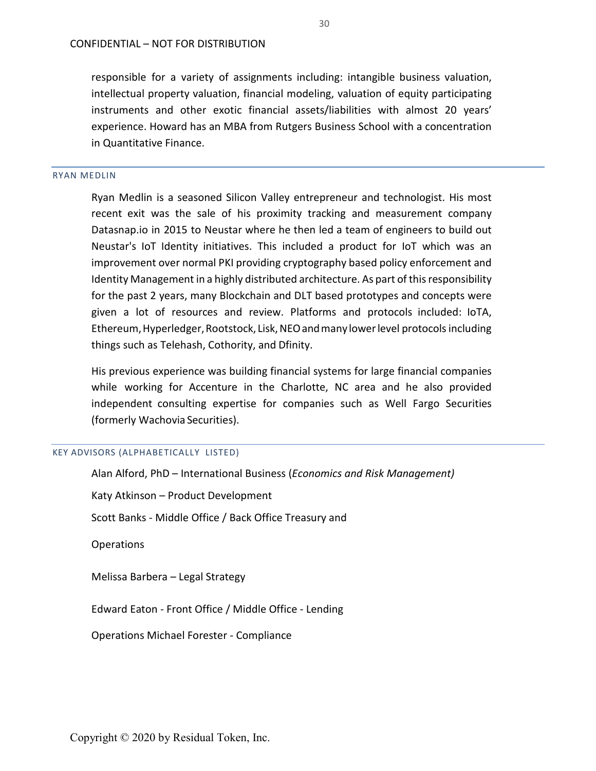responsible for a variety of assignments including: intangible business valuation, intellectual property valuation, financial modeling, valuation of equity participating instruments and other exotic financial assets/liabilities with almost 20 years' experience. Howard has an MBA from Rutgers Business School with a concentration in Quantitative Finance.

### RYAN MEDLIN

Ryan Medlin is a seasoned Silicon Valley entrepreneur and technologist. His most recent exit was the sale of his proximity tracking and measurement company Datasnap.io in 2015 to Neustar where he then led a team of engineers to build out Neustar's IoT Identity initiatives. This included a product for IoT which was an improvement over normal PKI providing cryptography based policy enforcement and Identity Management in a highly distributed architecture. As part of this responsibility for the past 2 years, many Blockchain and DLT based prototypes and concepts were given a lot of resources and review. Platforms and protocols included: IoTA, Ethereum, Hyperledger, Rootstock, Lisk, NEO and many lower level protocols including things such as Telehash, Cothority, and Dfinity.

His previous experience was building financial systems for large financial companies while working for Accenture in the Charlotte, NC area and he also provided independent consulting expertise for companies such as Well Fargo Securities (formerly Wachovia Securities).

### KEY ADVISORS (ALPHABETICALLY LISTED)

Alan Alford, PhD – International Business (*Economics and Risk Management)*

Katy Atkinson – Product Development

Scott Banks - Middle Office / Back Office Treasury and

Operations

Melissa Barbera – Legal Strategy

Edward Eaton - Front Office / Middle Office - Lending

Operations Michael Forester - Compliance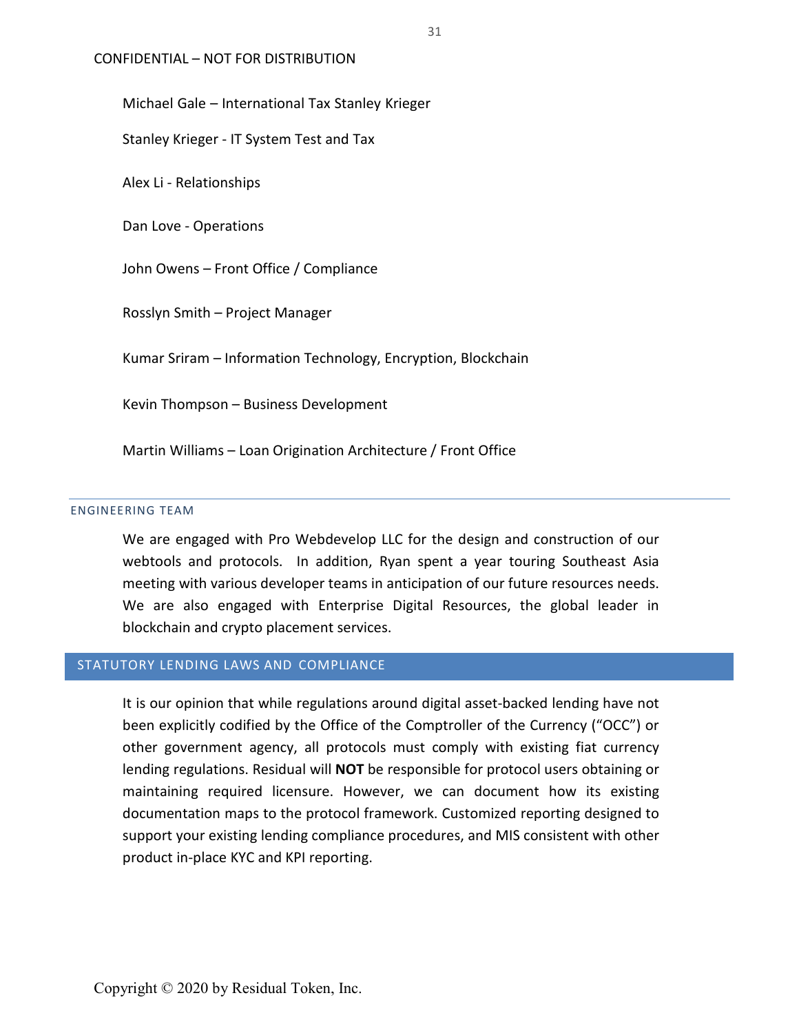Michael Gale – International Tax Stanley Krieger

Stanley Krieger - IT System Test and Tax

Alex Li - Relationships

Dan Love - Operations

John Owens – Front Office / Compliance

Rosslyn Smith – Project Manager

Kumar Sriram – Information Technology, Encryption, Blockchain

Kevin Thompson – Business Development

Martin Williams – Loan Origination Architecture / Front Office

### ENGINEERING TEAM

We are engaged with Pro Webdevelop LLC for the design and construction of our webtools and protocols. In addition, Ryan spent a year touring Southeast Asia meeting with various developer teams in anticipation of our future resources needs. We are also engaged with Enterprise Digital Resources, the global leader in blockchain and crypto placement services.

## STATUTORY LENDING LAWS AND COMPLIANCE

It is our opinion that while regulations around digital asset-backed lending have not been explicitly codified by the Office of the Comptroller of the Currency ("OCC") or other government agency, all protocols must comply with existing fiat currency lending regulations. Residual will **NOT** be responsible for protocol users obtaining or maintaining required licensure. However, we can document how its existing documentation maps to the protocol framework. Customized reporting designed to support your existing lending compliance procedures, and MIS consistent with other product in-place KYC and KPI reporting.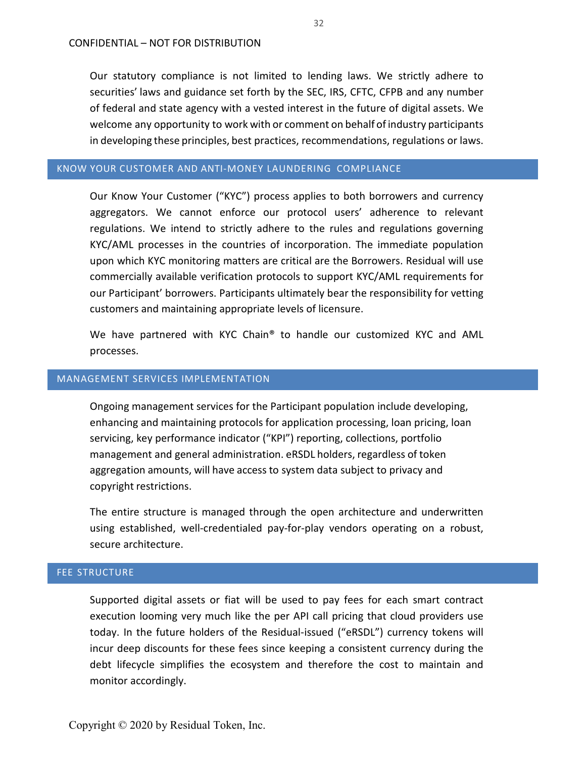Our statutory compliance is not limited to lending laws. We strictly adhere to securities' laws and guidance set forth by the SEC, IRS, CFTC, CFPB and any number of federal and state agency with a vested interest in the future of digital assets. We welcome any opportunity to work with or comment on behalf of industry participants in developing these principles, best practices, recommendations, regulations or laws.

## KNOW YOUR CUSTOMER AND ANTI-MONEY LAUNDERING COMPLIANCE

Our Know Your Customer ("KYC") process applies to both borrowers and currency aggregators. We cannot enforce our protocol users' adherence to relevant regulations. We intend to strictly adhere to the rules and regulations governing KYC/AML processes in the countries of incorporation. The immediate population upon which KYC monitoring matters are critical are the Borrowers. Residual will use commercially available verification protocols to support KYC/AML requirements for our Participant' borrowers. Participants ultimately bear the responsibility for vetting customers and maintaining appropriate levels of licensure.

We have partnered with KYC Chain® to handle our customized KYC and AML processes.

## MANAGEMENT SERVICES IMPLEMENTATION

Ongoing management services for the Participant population include developing, enhancing and maintaining protocols for application processing, loan pricing, loan servicing, key performance indicator ("KPI") reporting, collections, portfolio management and general administration. eRSDL holders, regardless of token aggregation amounts, will have access to system data subject to privacy and copyright restrictions.

The entire structure is managed through the open architecture and underwritten using established, well-credentialed pay-for-play vendors operating on a robust, secure architecture.

## FEE STRUCTURE

Supported digital assets or fiat will be used to pay fees for each smart contract execution looming very much like the per API call pricing that cloud providers use today. In the future holders of the Residual-issued ("eRSDL") currency tokens will incur deep discounts for these fees since keeping a consistent currency during the debt lifecycle simplifies the ecosystem and therefore the cost to maintain and monitor accordingly.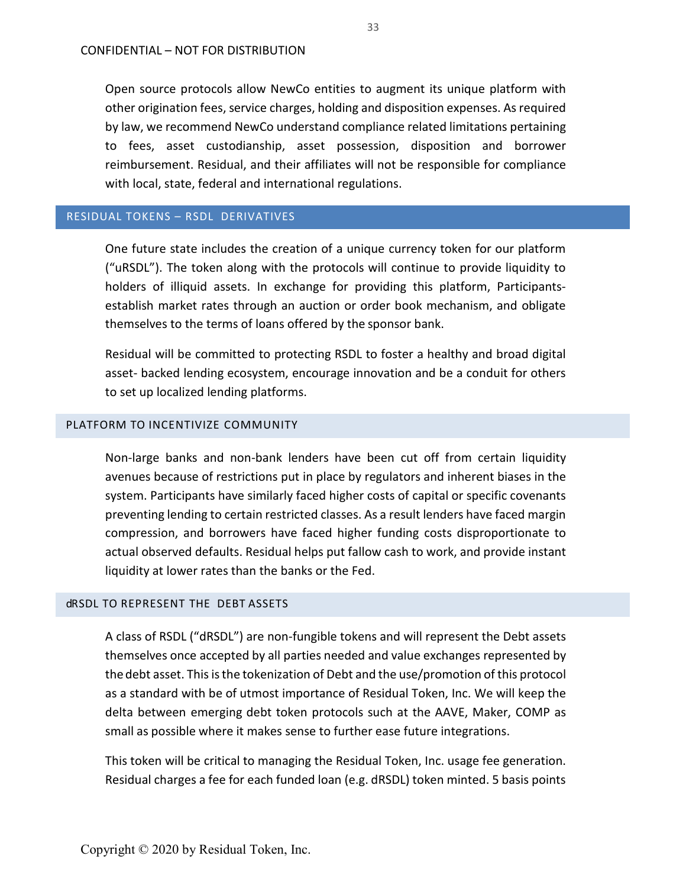Open source protocols allow NewCo entities to augment its unique platform with other origination fees, service charges, holding and disposition expenses. As required by law, we recommend NewCo understand compliance related limitations pertaining to fees, asset custodianship, asset possession, disposition and borrower reimbursement. Residual, and their affiliates will not be responsible for compliance with local, state, federal and international regulations.

## RESIDUAL TOKENS – RSDL DERIVATIVES

One future state includes the creation of a unique currency token for our platform ("uRSDL"). The token along with the protocols will continue to provide liquidity to holders of illiquid assets. In exchange for providing this platform, Participants- establish market rates through an auction or order book mechanism, and obligate themselves to the terms of loans offered by the sponsor bank.

Residual will be committed to protecting RSDL to foster a healthy and broad digital asset- backed lending ecosystem, encourage innovation and be a conduit for others to set up localized lending platforms.

### PLATFORM TO INCENTIVIZE COMMUNITY

Non-large banks and non-bank lenders have been cut off from certain liquidity avenues because of restrictions put in place by regulators and inherent biases in the system. Participants have similarly faced higher costs of capital or specific covenants preventing lending to certain restricted classes. As a result lenders have faced margin compression, and borrowers have faced higher funding costs disproportionate to actual observed defaults. Residual helps put fallow cash to work, and provide instant liquidity at lower rates than the banks or the Fed.

### dRSDL TO REPRESENT THE DEBT ASSETS

A class of RSDL ("dRSDL") are non-fungible tokens and will represent the Debt assets themselves once accepted by all parties needed and value exchanges represented by the debt asset. This is the tokenization of Debt and the use/promotion of this protocol as a standard with be of utmost importance of Residual Token, Inc. We will keep the delta between emerging debt token protocols such at the AAVE, Maker, COMP as small as possible where it makes sense to further ease future integrations.

This token will be critical to managing the Residual Token, Inc. usage fee generation. Residual charges a fee for each funded loan (e.g. dRSDL) token minted. 5 basis points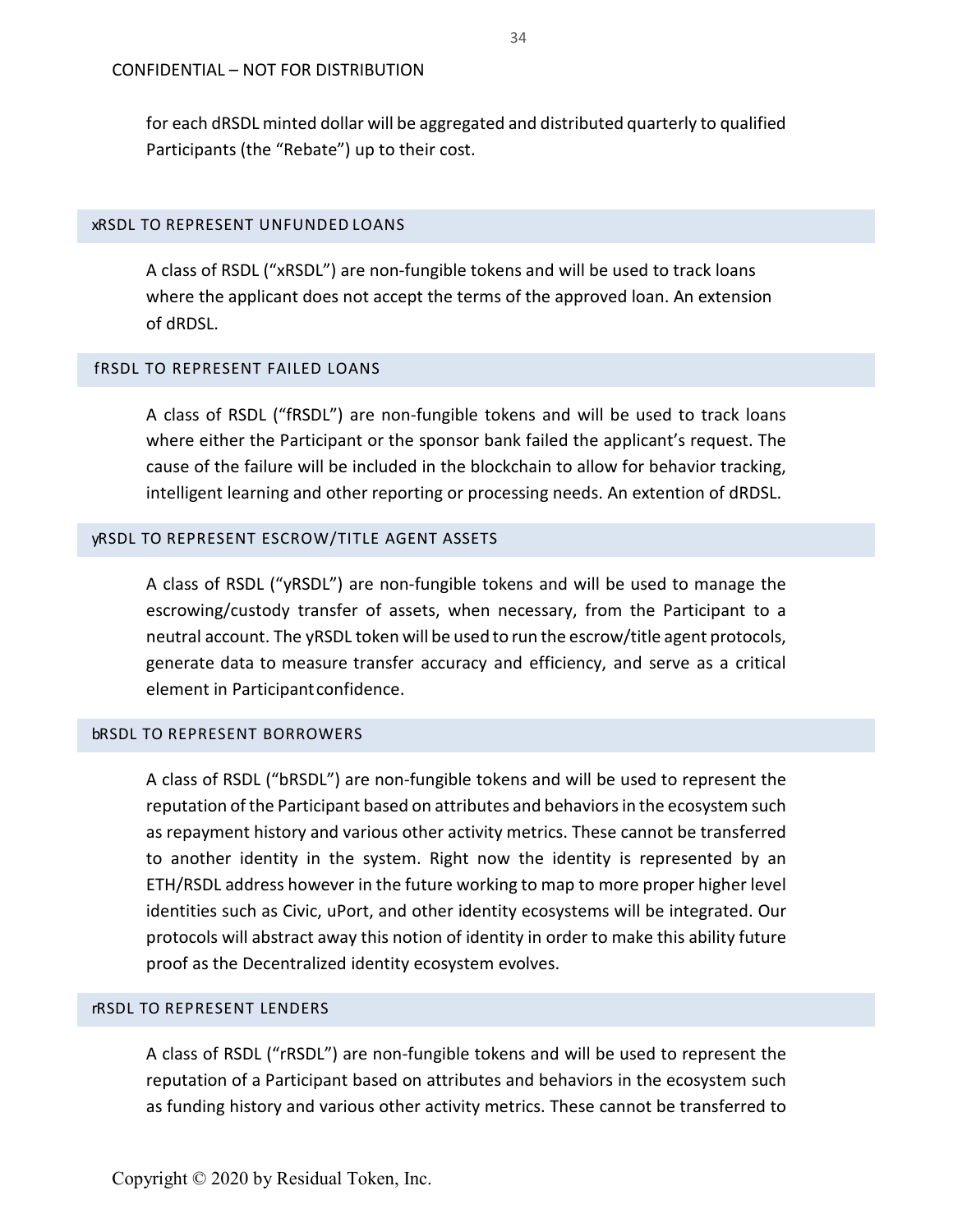for each dRSDL minted dollar will be aggregated and distributed quarterly to qualified Participants (the "Rebate") up to their cost.

### xRSDL TO REPRESENT UNFUNDED LOANS

A class of RSDL ("xRSDL") are non-fungible tokens and will be used to track loans where the applicant does not accept the terms of the approved loan. An extension of dRDSL.

### fRSDL TO REPRESENT FAILED LOANS

A class of RSDL ("fRSDL") are non-fungible tokens and will be used to track loans where either the Participant or the sponsor bank failed the applicant's request. The cause of the failure will be included in the blockchain to allow for behavior tracking, intelligent learning and other reporting or processing needs. An extention of dRDSL.

### yRSDL TO REPRESENT ESCROW/TITLE AGENT ASSETS

A class of RSDL ("yRSDL") are non-fungible tokens and will be used to manage the escrowing/custody transfer of assets, when necessary, from the Participant to a neutral account. The yRSDL token will be used to run the escrow/title agent protocols, generate data to measure transfer accuracy and efficiency, and serve as a critical element in Participant confidence.

### bRSDL TO REPRESENT BORROWERS

A class of RSDL ("bRSDL") are non-fungible tokens and will be used to represent the reputation of the Participant based on attributes and behaviors in the ecosystem such as repayment history and various other activity metrics. These cannot be transferred to another identity in the system. Right now the identity is represented by an ETH/RSDL address however in the future working to map to more proper higher level identities such as Civic, uPort, and other identity ecosystems will be integrated. Our protocols will abstract away this notion of identity in order to make this ability future proof as the Decentralized identity ecosystem evolves.

### rRSDL TO REPRESENT LENDERS

A class of RSDL ("rRSDL") are non-fungible tokens and will be used to represent the reputation of a Participant based on attributes and behaviors in the ecosystem such as funding history and various other activity metrics. These cannot be transferred to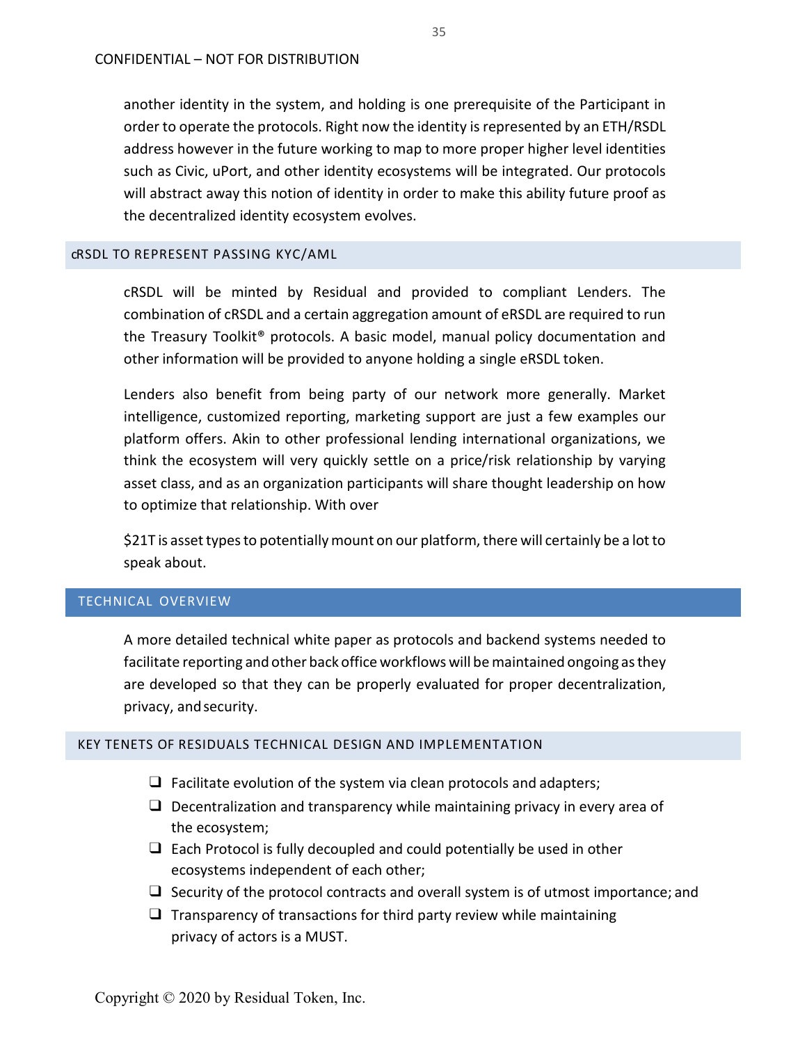another identity in the system, and holding is one prerequisite of the Participant in order to operate the protocols. Right now the identity is represented by an ETH/RSDL address however in the future working to map to more proper higher level identities such as Civic, uPort, and other identity ecosystems will be integrated. Our protocols will abstract away this notion of identity in order to make this ability future proof as the decentralized identity ecosystem evolves.

### cRSDL TO REPRESENT PASSING KYC/AML

cRSDL will be minted by Residual and provided to compliant Lenders. The combination of cRSDL and a certain aggregation amount of eRSDL are required to run the Treasury Toolkit® protocols. A basic model, manual policy documentation and other information will be provided to anyone holding a single eRSDL token.

Lenders also benefit from being party of our network more generally. Market intelligence, customized reporting, marketing support are just a few examples our platform offers. Akin to other professional lending international organizations, we think the ecosystem will very quickly settle on a price/risk relationship by varying asset class, and as an organization participants will share thought leadership on how to optimize that relationship. With over

$21T is asset types to potentially mount on our platform, there will certainly be a lot to speak about.

## TECHNICAL OVERVIEW

A more detailed technical white paper as protocols and backend systems needed to facilitate reporting and other back office workflows will be maintained ongoing as they are developed so that they can be properly evaluated for proper decentralization, privacy, and security.

### KEY TENETS OF RESIDUALS TECHNICAL DESIGN AND IMPLEMENTATION

- Facilitate evolution of the system via clean protocols and adapters;
- Decentralization and transparency while maintaining privacy in every area of the ecosystem;
- Each Protocol is fully decoupled and could potentially be used in other ecosystems independent of each other;
- Security of the protocol contracts and overall system is of utmost importance; and
- Transparency of transactions for third party review while maintaining privacy of actors is a MUST.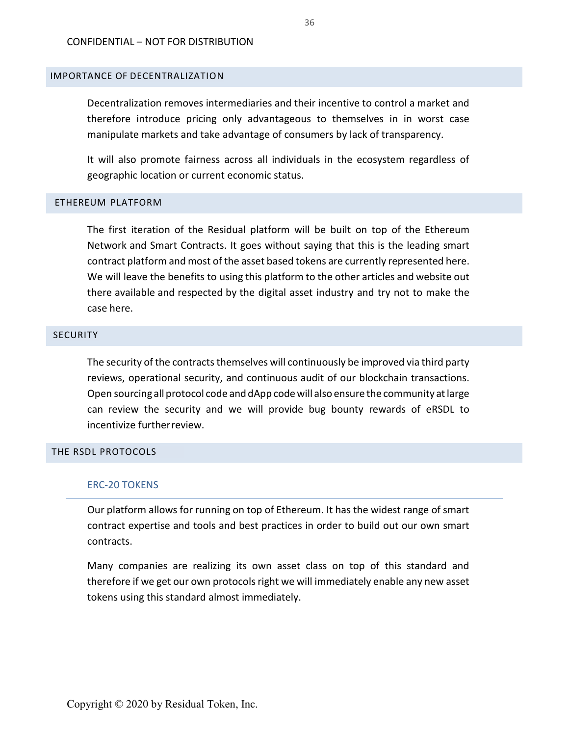## IMPORTANCE OF DECENTRALIZATION

Decentralization removes intermediaries and their incentive to control a market and therefore introduce pricing only advantageous to themselves in in worst case manipulate markets and take advantage of consumers by lack of transparency.

It will also promote fairness across all individuals in the ecosystem regardless of geographic location or current economic status.

## ETHEREUM PLATFORM

The first iteration of the Residual platform will be built on top of the Ethereum Network and Smart Contracts. It goes without saying that this is the leading smart contract platform and most of the asset based tokens are currently represented here. We will leave the benefits to using this platform to the other articles and website out there available and respected by the digital asset industry and try not to make the case here.

## SECURITY

The security of the contracts themselves will continuously be improved via third party reviews, operational security, and continuous audit of our blockchain transactions. Open sourcing all protocol code and dApp code will also ensure the community at large can review the security and we will provide bug bounty rewards of eRSDL to incentivize further review.

## THE RSDL PROTOCOLS

### ERC-20 TOKENS

Our platform allows for running on top of Ethereum. It has the widest range of smart contract expertise and tools and best practices in order to build out our own smart contracts.

Many companies are realizing its own asset class on top of this standard and therefore if we get our own protocols right we will immediately enable any new asset tokens using this standard almost immediately.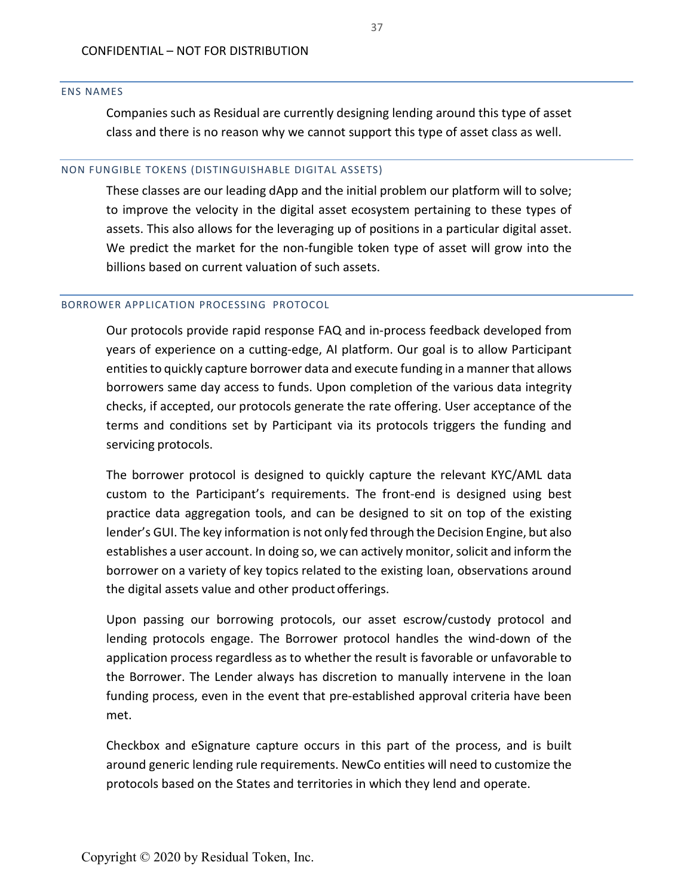### ENS NAMES

Companies such as Residual are currently designing lending around this type of asset class and there is no reason why we cannot support this type of asset class as well.

### NON FUNGIBLE TOKENS (DISTINGUISHABLE DIGITAL ASSETS)

These classes are our leading dApp and the initial problem our platform will to solve; to improve the velocity in the digital asset ecosystem pertaining to these types of assets. This also allows for the leveraging up of positions in a particular digital asset. We predict the market for the non-fungible token type of asset will grow into the billions based on current valuation of such assets.

### BORROWER APPLICATION PROCESSING PROTOCOL

Our protocols provide rapid response FAQ and in-process feedback developed from years of experience on a cutting-edge, AI platform. Our goal is to allow Participant entities to quickly capture borrower data and execute funding in a manner that allows borrowers same day access to funds. Upon completion of the various data integrity checks, if accepted, our protocols generate the rate offering. User acceptance of the terms and conditions set by Participant via its protocols triggers the funding and servicing protocols.

The borrower protocol is designed to quickly capture the relevant KYC/AML data custom to the Participant's requirements. The front-end is designed using best practice data aggregation tools, and can be designed to sit on top of the existing lender's GUI. The key information is not only fed through the Decision Engine, but also establishes a user account. In doing so, we can actively monitor, solicit and inform the borrower on a variety of key topics related to the existing loan, observations around the digital assets value and other product offerings.

Upon passing our borrowing protocols, our asset escrow/custody protocol and lending protocols engage. The Borrower protocol handles the wind-down of the application process regardless as to whether the result is favorable or unfavorable to the Borrower. The Lender always has discretion to manually intervene in the loan funding process, even in the event that pre-established approval criteria have been met.

Checkbox and eSignature capture occurs in this part of the process, and is built around generic lending rule requirements. NewCo entities will need to customize the protocols based on the States and territories in which they lend and operate.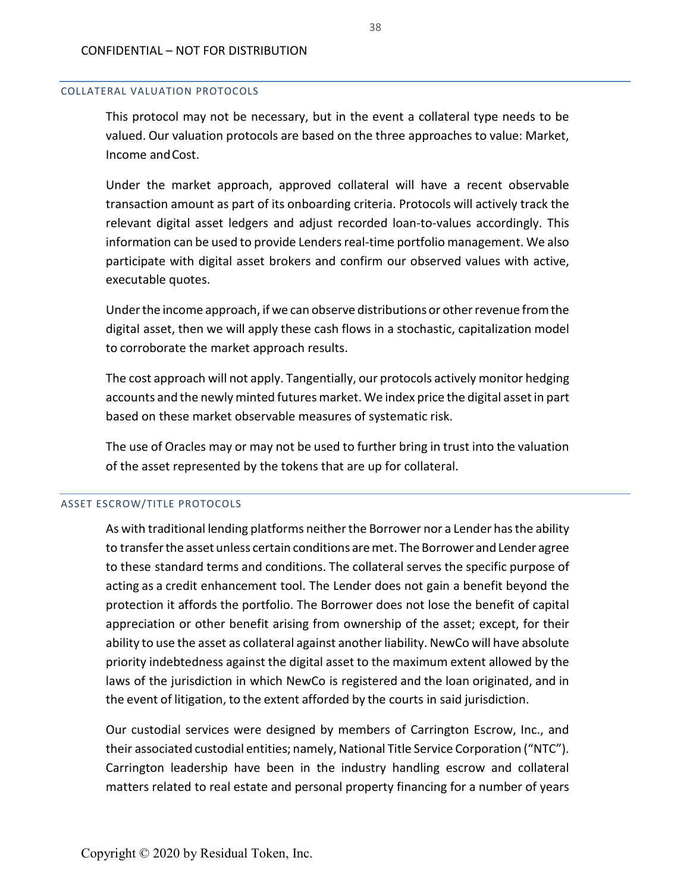## COLLATERAL VALUATION PROTOCOLS

This protocol may not be necessary, but in the event a collateral type needs to be valued. Our valuation protocols are based on the three approaches to value: Market, Income and Cost.

Under the market approach, approved collateral will have a recent observable transaction amount as part of its onboarding criteria. Protocols will actively track the relevant digital asset ledgers and adjust recorded loan-to-values accordingly. This information can be used to provide Lenders real-time portfolio management. We also participate with digital asset brokers and confirm our observed values with active, executable quotes.

Under the income approach, if we can observe distributions or other revenue from the digital asset, then we will apply these cash flows in a stochastic, capitalization model to corroborate the market approach results.

The cost approach will not apply. Tangentially, our protocols actively monitor hedging accounts and the newly minted futures market. We index price the digital asset in part based on these market observable measures of systematic risk.

The use of Oracles may or may not be used to further bring in trust into the valuation of the asset represented by the tokens that are up for collateral.

## ASSET ESCROW/TITLE PROTOCOLS

As with traditional lending platforms neither the Borrower nor a Lender has the ability to transfer the asset unless certain conditions are met. The Borrower and Lender agree to these standard terms and conditions. The collateral serves the specific purpose of acting as a credit enhancement tool. The Lender does not gain a benefit beyond the protection it affords the portfolio. The Borrower does not lose the benefit of capital appreciation or other benefit arising from ownership of the asset; except, for their ability to use the asset as collateral against another liability. NewCo will have absolute priority indebtedness against the digital asset to the maximum extent allowed by the laws of the jurisdiction in which NewCo is registered and the loan originated, and in the event of litigation, to the extent afforded by the courts in said jurisdiction.

Our custodial services were designed by members of Carrington Escrow, Inc., and their associated custodial entities; namely, National Title Service Corporation ("NTC"). Carrington leadership have been in the industry handling escrow and collateral matters related to real estate and personal property financing for a number of years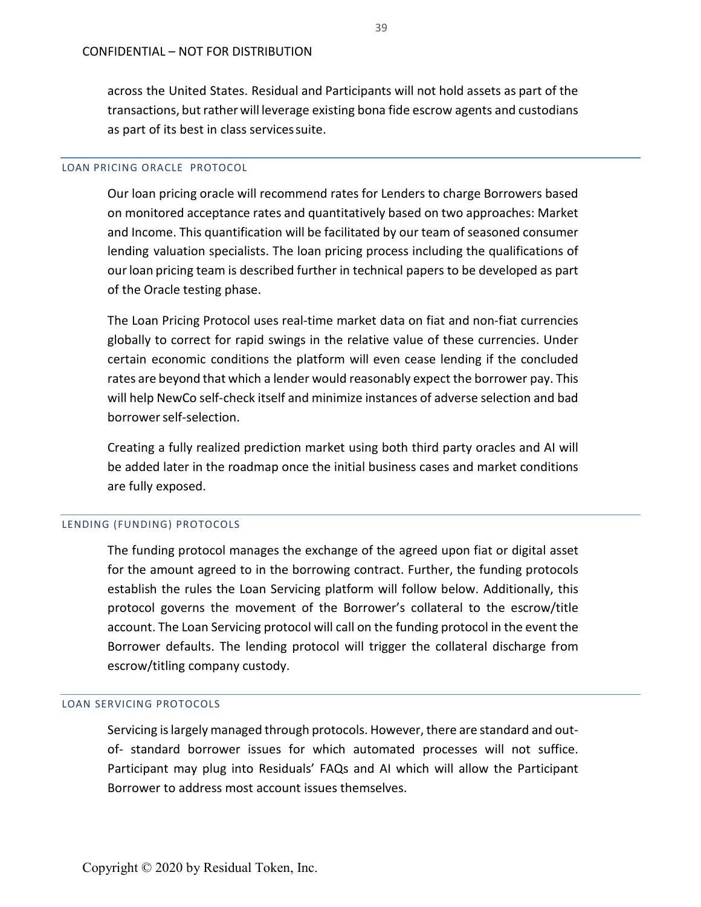across the United States. Residual and Participants will not hold assets as part of the transactions, but rather will leverage existing bona fide escrow agents and custodians as part of its best in class services suite.

## LOAN PRICING ORACLE PROTOCOL

Our loan pricing oracle will recommend rates for Lenders to charge Borrowers based on monitored acceptance rates and quantitatively based on two approaches: Market and Income. This quantification will be facilitated by our team of seasoned consumer lending valuation specialists. The loan pricing process including the qualifications of our loan pricing team is described further in technical papers to be developed as part of the Oracle testing phase.

The Loan Pricing Protocol uses real-time market data on fiat and non-fiat currencies globally to correct for rapid swings in the relative value of these currencies. Under certain economic conditions the platform will even cease lending if the concluded rates are beyond that which a lender would reasonably expect the borrower pay. This will help NewCo self-check itself and minimize instances of adverse selection and bad borrower self-selection.

Creating a fully realized prediction market using both third party oracles and AI will be added later in the roadmap once the initial business cases and market conditions are fully exposed.

## LENDING (FUNDING) PROTOCOLS

The funding protocol manages the exchange of the agreed upon fiat or digital asset for the amount agreed to in the borrowing contract. Further, the funding protocols establish the rules the Loan Servicing platform will follow below. Additionally, this protocol governs the movement of the Borrower's collateral to the escrow/title account. The Loan Servicing protocol will call on the funding protocol in the event the Borrower defaults. The lending protocol will trigger the collateral discharge from escrow/titling company custody.

## LOAN SERVICING PROTOCOLS

Servicing is largely managed through protocols. However, there are standard and out-of- standard borrower issues for which automated processes will not suffice. Participant may plug into Residuals' FAQs and AI which will allow the Participant Borrower to address most account issues themselves.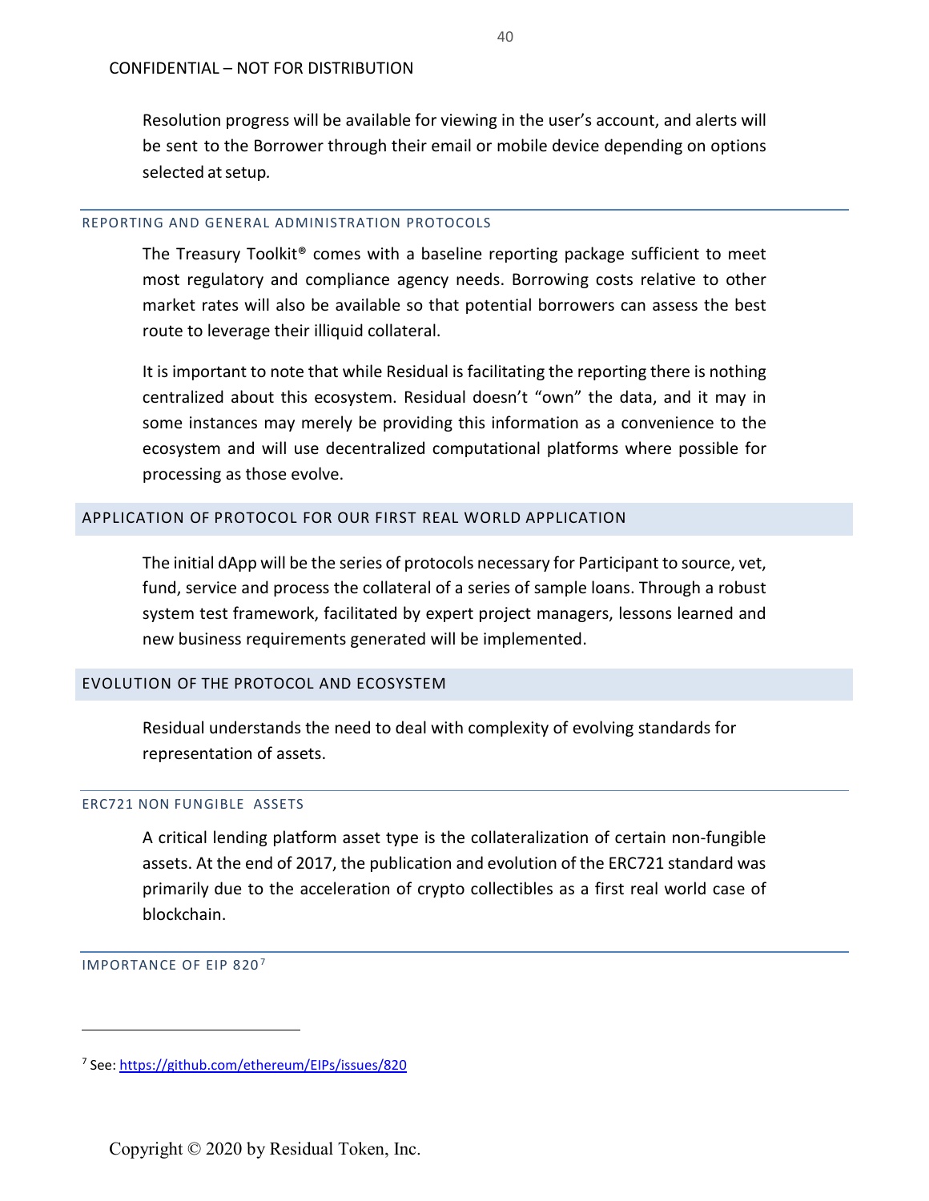Resolution progress will be available for viewing in the user's account, and alerts will be sent to the Borrower through their email or mobile device depending on options selected at setup.

### REPORTING AND GENERAL ADMINISTRATION PROTOCOLS

The Treasury Toolkit® comes with a baseline reporting package sufficient to meet most regulatory and compliance agency needs. Borrowing costs relative to other market rates will also be available so that potential borrowers can assess the best route to leverage their illiquid collateral.

It is important to note that while Residual is facilitating the reporting there is nothing centralized about this ecosystem. Residual doesn't "own" the data, and it may in some instances may merely be providing this information as a convenience to the ecosystem and will use decentralized computational platforms where possible for processing as those evolve.

## APPLICATION OF PROTOCOL FOR OUR FIRST REAL WORLD APPLICATION

The initial dApp will be the series of protocols necessary for Participant to source, vet, fund, service and process the collateral of a series of sample loans. Through a robust system test framework, facilitated by expert project managers, lessons learned and new business requirements generated will be implemented.

## EVOLUTION OF THE PROTOCOL AND ECOSYSTEM

Residual understands the need to deal with complexity of evolving standards for representation of assets.

### ERC721 NON FUNGIBLE ASSETS

A critical lending platform asset type is the collateralization of certain non-fungible assets. At the end of 2017, the publication and evolution of the ERC721 standard was primarily due to the acceleration of crypto collectibles as a first real world case of blockchain.

### IMPORTANCE OF EIP 820[7]

[7] See: https://github.com/ethereum/EIPs/issues/820

Copyright © 2020 by Residual Token, Inc.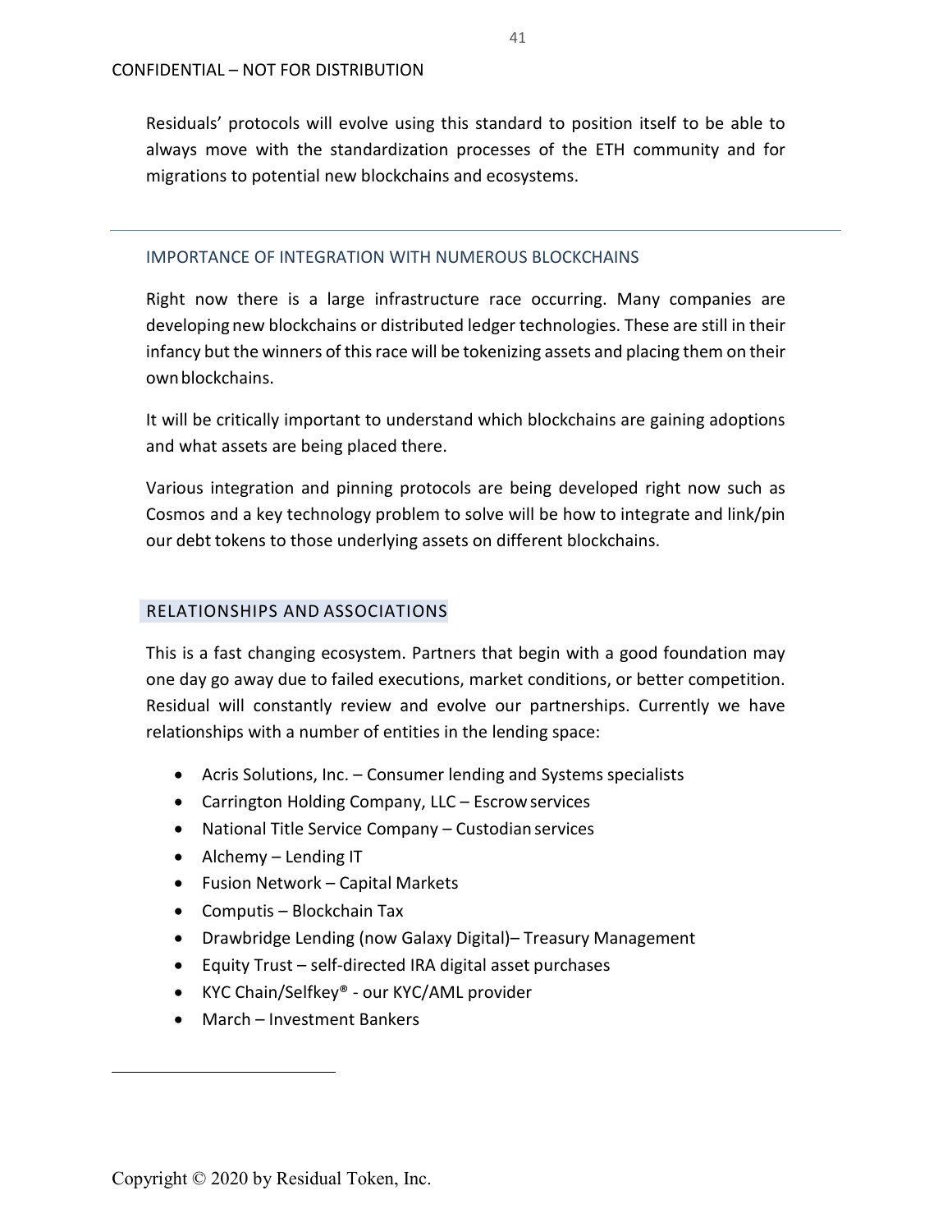Residuals' protocols will evolve using this standard to position itself to be able to always move with the standardization processes of the ETH community and for migrations to potential new blockchains and ecosystems.

---

### IMPORTANCE OF INTEGRATION WITH NUMEROUS BLOCKCHAINS

Right now there is a large infrastructure race occurring. Many companies are developing new blockchains or distributed ledger technologies. These are still in their infancy but the winners of this race will be tokenizing assets and placing them on their own blockchains.

It will be critically important to understand which blockchains are gaining adoptions and what assets are being placed there.

Various integration and pinning protocols are being developed right now such as Cosmos and a key technology problem to solve will be how to integrate and link/pin our debt tokens to those underlying assets on different blockchains.

### RELATIONSHIPS AND ASSOCIATIONS

This is a fast changing ecosystem. Partners that begin with a good foundation may one day go away due to failed executions, market conditions, or better competition. Residual will constantly review and evolve our partnerships. Currently we have relationships with a number of entities in the lending space:

- Acris Solutions, Inc. – Consumer lending and Systems specialists
- Carrington Holding Company, LLC – Escrow services
- National Title Service Company – Custodian services
- Alchemy – Lending IT
- Fusion Network – Capital Markets
- Computis – Blockchain Tax
- Drawbridge Lending (now Galaxy Digital)– Treasury Management
- Equity Trust – self-directed IRA digital asset purchases
- KYC Chain/Selfkey® - our KYC/AML provider
- March – Investment Bankers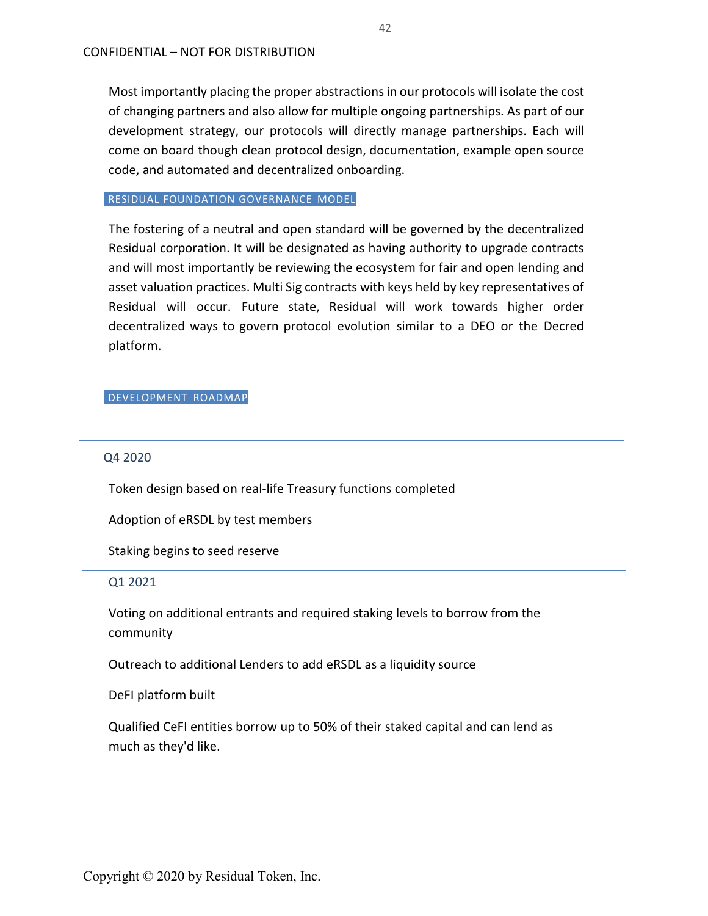Most importantly placing the proper abstractions in our protocols will isolate the cost of changing partners and also allow for multiple ongoing partnerships. As part of our development strategy, our protocols will directly manage partnerships. Each will come on board though clean protocol design, documentation, example open source code, and automated and decentralized onboarding.

## RESIDUAL FOUNDATION GOVERNANCE MODEL

The fostering of a neutral and open standard will be governed by the decentralized Residual corporation. It will be designated as having authority to upgrade contracts and will most importantly be reviewing the ecosystem for fair and open lending and asset valuation practices. Multi Sig contracts with keys held by key representatives of Residual will occur. Future state, Residual will work towards higher order decentralized ways to govern protocol evolution similar to a DEO or the Decred platform.

## DEVELOPMENT ROADMAP

---

### Q4 2020

Token design based on real-life Treasury functions completed

Adoption of eRSDL by test members

Staking begins to seed reserve

---

### Q1 2021

Voting on additional entrants and required staking levels to borrow from the community

Outreach to additional Lenders to add eRSDL as a liquidity source

DeFI platform built

Qualified CeFI entities borrow up to 50% of their staked capital and can lend as much as they'd like.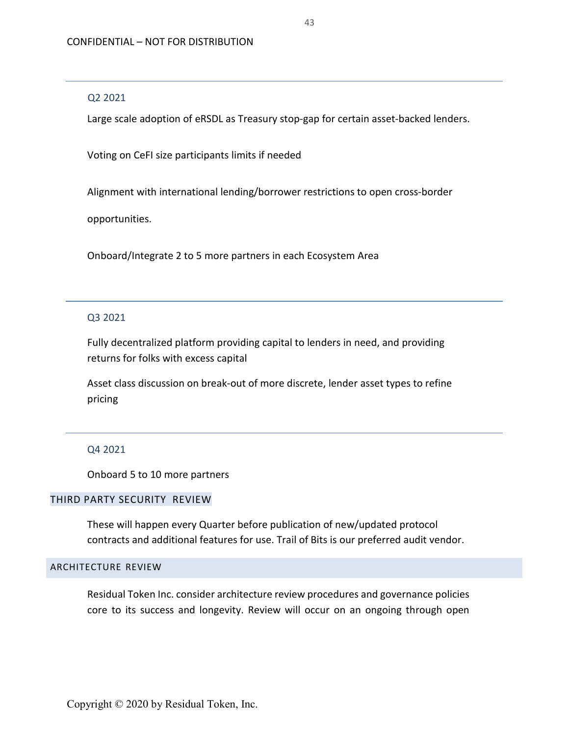### Q2 2021

Large scale adoption of eRSDL as Treasury stop-gap for certain asset-backed lenders.

Voting on CeFI size participants limits if needed

Alignment with international lending/borrower restrictions to open cross-border opportunities.

Onboard/Integrate 2 to 5 more partners in each Ecosystem Area

---

### Q3 2021

Fully decentralized platform providing capital to lenders in need, and providing returns for folks with excess capital

Asset class discussion on break-out of more discrete, lender asset types to refine pricing

---

### Q4 2021

Onboard 5 to 10 more partners

## THIRD PARTY SECURITY REVIEW

These will happen every Quarter before publication of new/updated protocol contracts and additional features for use. Trail of Bits is our preferred audit vendor.

## ARCHITECTURE REVIEW

Residual Token Inc. consider architecture review procedures and governance policies core to its success and longevity. Review will occur on an ongoing through open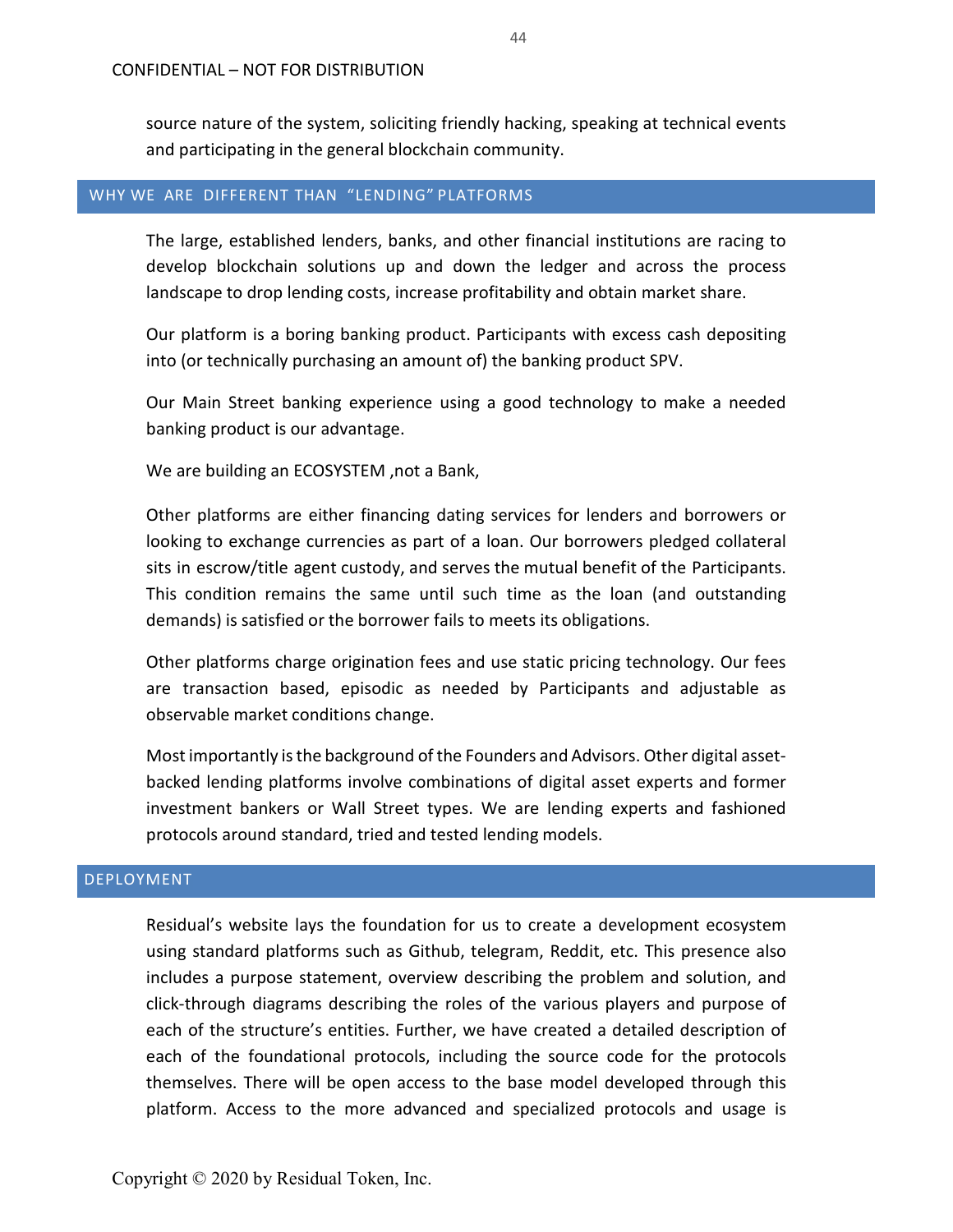source nature of the system, soliciting friendly hacking, speaking at technical events and participating in the general blockchain community.

## WHY WE ARE DIFFERENT THAN "LENDING" PLATFORMS

The large, established lenders, banks, and other financial institutions are racing to develop blockchain solutions up and down the ledger and across the process landscape to drop lending costs, increase profitability and obtain market share.

Our platform is a boring banking product. Participants with excess cash depositing into (or technically purchasing an amount of) the banking product SPV.

Our Main Street banking experience using a good technology to make a needed banking product is our advantage.

We are building an ECOSYSTEM ,not a Bank,

Other platforms are either financing dating services for lenders and borrowers or looking to exchange currencies as part of a loan. Our borrowers pledged collateral sits in escrow/title agent custody, and serves the mutual benefit of the Participants. This condition remains the same until such time as the loan (and outstanding demands) is satisfied or the borrower fails to meets its obligations.

Other platforms charge origination fees and use static pricing technology. Our fees are transaction based, episodic as needed by Participants and adjustable as observable market conditions change.

Most importantly is the background of the Founders and Advisors. Other digital asset-backed lending platforms involve combinations of digital asset experts and former investment bankers or Wall Street types. We are lending experts and fashioned protocols around standard, tried and tested lending models.

## DEPLOYMENT

Residual's website lays the foundation for us to create a development ecosystem using standard platforms such as Github, telegram, Reddit, etc. This presence also includes a purpose statement, overview describing the problem and solution, and click-through diagrams describing the roles of the various players and purpose of each of the structure's entities. Further, we have created a detailed description of each of the foundational protocols, including the source code for the protocols themselves. There will be open access to the base model developed through this platform. Access to the more advanced and specialized protocols and usage is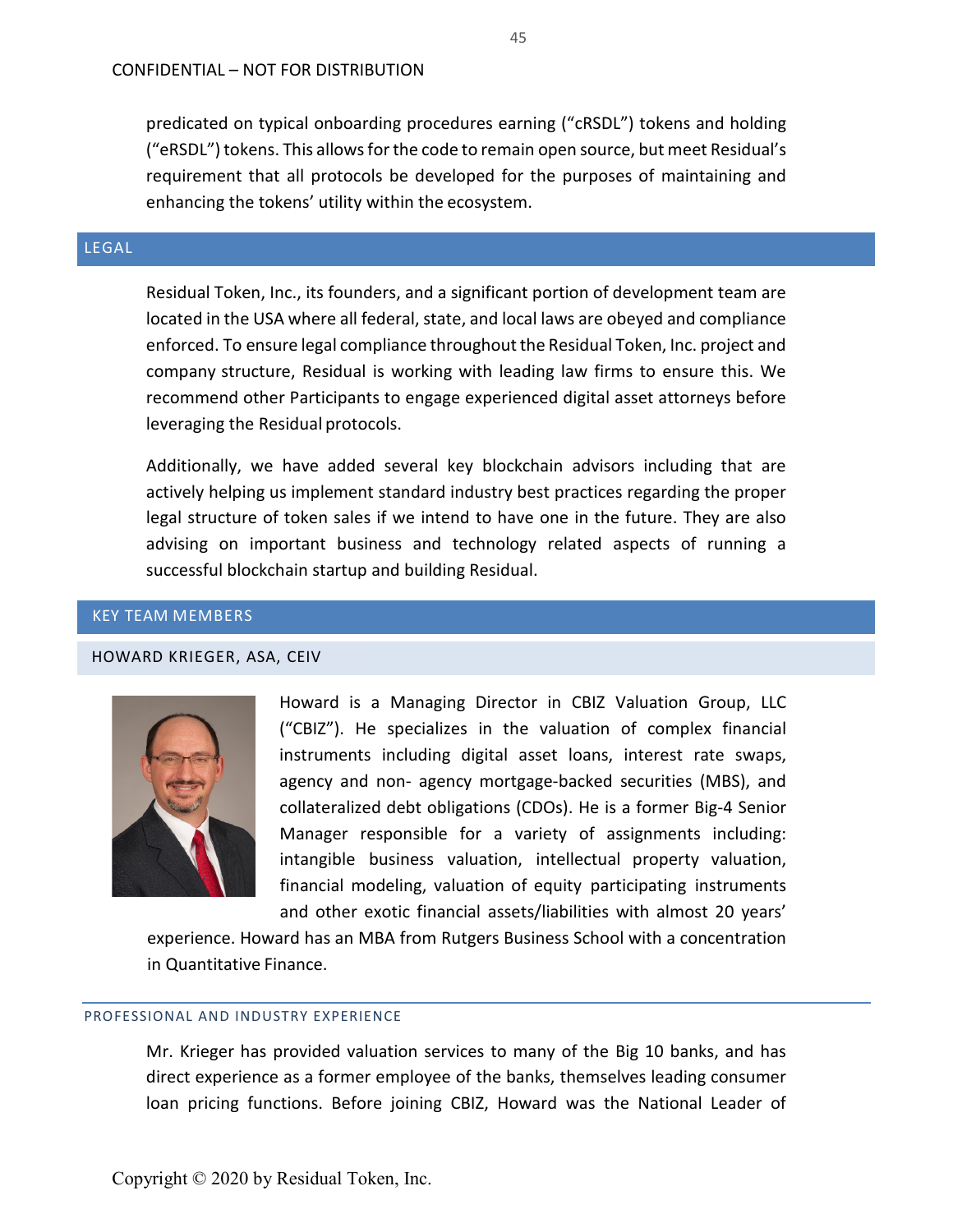predicated on typical onboarding procedures earning ("cRSDL") tokens and holding ("eRSDL") tokens. This allows for the code to remain open source, but meet Residual's requirement that all protocols be developed for the purposes of maintaining and enhancing the tokens' utility within the ecosystem.

## LEGAL

Residual Token, Inc., its founders, and a significant portion of development team are located in the USA where all federal, state, and local laws are obeyed and compliance enforced. To ensure legal compliance throughout the Residual Token, Inc. project and company structure, Residual is working with leading law firms to ensure this. We recommend other Participants to engage experienced digital asset attorneys before leveraging the Residual protocols.

Additionally, we have added several key blockchain advisors including that are actively helping us implement standard industry best practices regarding the proper legal structure of token sales if we intend to have one in the future. They are also advising on important business and technology related aspects of running a successful blockchain startup and building Residual.

## KEY TEAM MEMBERS

### HOWARD KRIEGER, ASA, CEIV

Howard is a Managing Director in CBIZ Valuation Group, LLC ("CBIZ"). He specializes in the valuation of complex financial instruments including digital asset loans, interest rate swaps, agency and non- agency mortgage-backed securities (MBS), and collateralized debt obligations (CDOs). He is a former Big-4 Senior Manager responsible for a variety of assignments including: intangible business valuation, intellectual property valuation, financial modeling, valuation of equity participating instruments and other exotic financial assets/liabilities with almost 20 years' experience. Howard has an MBA from Rutgers Business School with a concentration in Quantitative Finance.

#### PROFESSIONAL AND INDUSTRY EXPERIENCE

Mr. Krieger has provided valuation services to many of the Big 10 banks, and has direct experience as a former employee of the banks, themselves leading consumer loan pricing functions. Before joining CBIZ, Howard was the National Leader of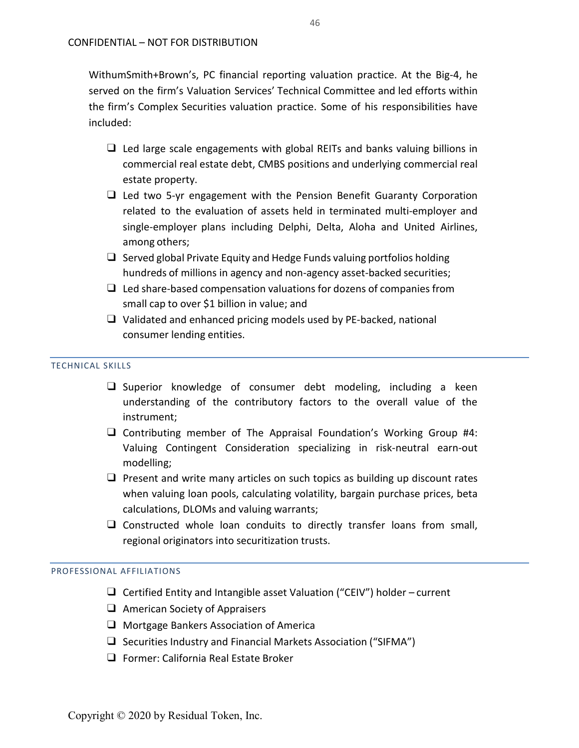WithumSmith+Brown's, PC financial reporting valuation practice. At the Big-4, he served on the firm's Valuation Services' Technical Committee and led efforts within the firm's Complex Securities valuation practice. Some of his responsibilities have included:

- Led large scale engagements with global REITs and banks valuing billions in commercial real estate debt, CMBS positions and underlying commercial real estate property.
- Led two 5-yr engagement with the Pension Benefit Guaranty Corporation related to the evaluation of assets held in terminated multi-employer and single-employer plans including Delphi, Delta, Aloha and United Airlines, among others;
- Served global Private Equity and Hedge Funds valuing portfolios holding hundreds of millions in agency and non-agency asset-backed securities;
- Led share-based compensation valuations for dozens of companies from small cap to over $1 billion in value; and
- Validated and enhanced pricing models used by PE-backed, national consumer lending entities.

## TECHNICAL SKILLS

- Superior knowledge of consumer debt modeling, including a keen understanding of the contributory factors to the overall value of the instrument;
- Contributing member of The Appraisal Foundation's Working Group #4: Valuing Contingent Consideration specializing in risk-neutral earn-out modelling;
- Present and write many articles on such topics as building up discount rates when valuing loan pools, calculating volatility, bargain purchase prices, beta calculations, DLOMs and valuing warrants;
- Constructed whole loan conduits to directly transfer loans from small, regional originators into securitization trusts.

## PROFESSIONAL AFFILIATIONS

- Certified Entity and Intangible asset Valuation ("CEIV") holder – current
- American Society of Appraisers
- Mortgage Bankers Association of America
- Securities Industry and Financial Markets Association ("SIFMA")
- Former: California Real Estate Broker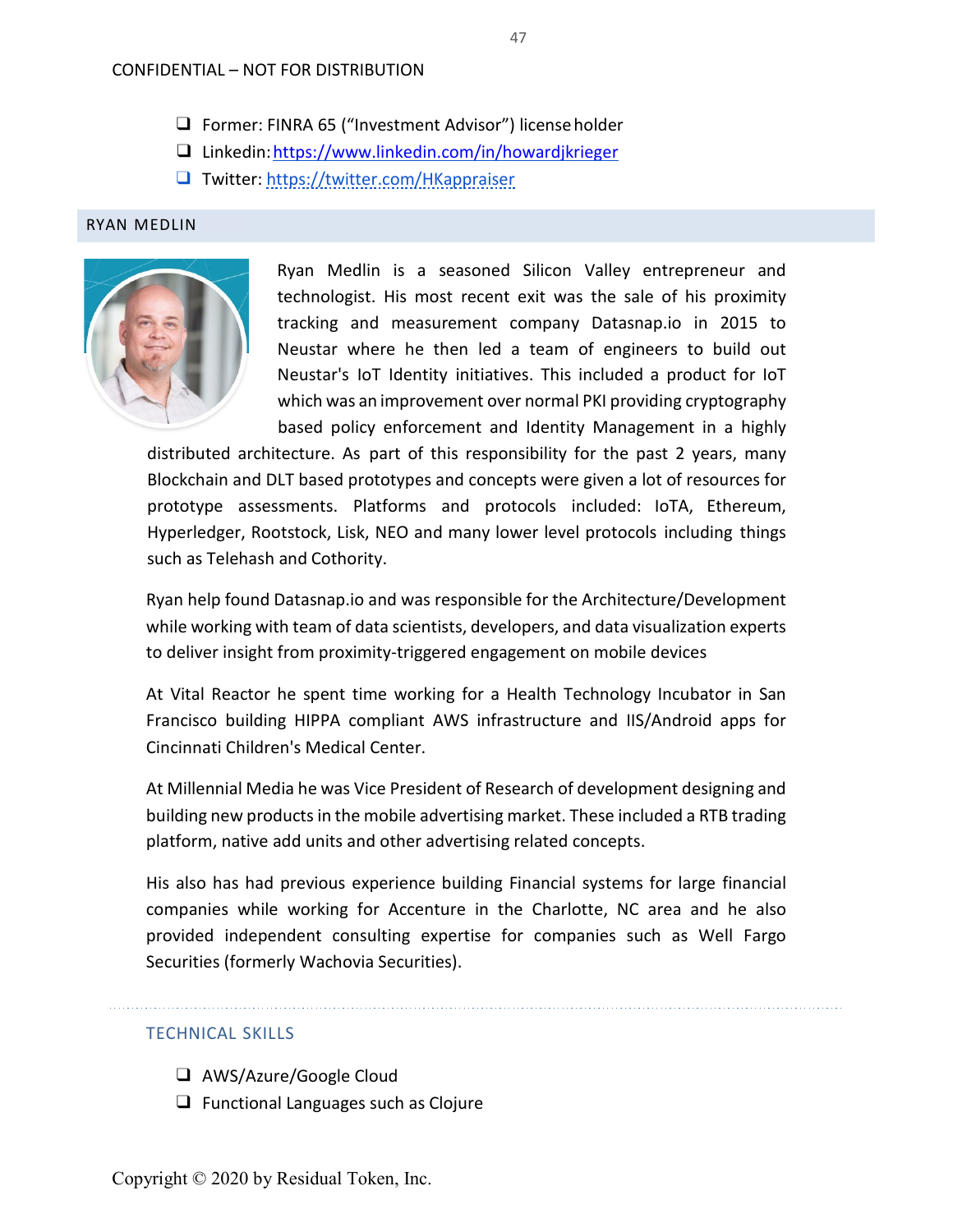- Former: FINRA 65 ("Investment Advisor") license holder
- Linkedin: https://www.linkedin.com/in/howardjkrieger
- Twitter: https://twitter.com/HKappraiser

## RYAN MEDLIN

Ryan Medlin is a seasoned Silicon Valley entrepreneur and technologist. His most recent exit was the sale of his proximity tracking and measurement company Datasnap.io in 2015 to Neustar where he then led a team of engineers to build out Neustar's IoT Identity initiatives. This included a product for IoT which was an improvement over normal PKI providing cryptography based policy enforcement and Identity Management in a highly distributed architecture. As part of this responsibility for the past 2 years, many Blockchain and DLT based prototypes and concepts were given a lot of resources for prototype assessments. Platforms and protocols included: IoTA, Ethereum, Hyperledger, Rootstock, Lisk, NEO and many lower level protocols including things such as Telehash and Cothority.

Ryan help found Datasnap.io and was responsible for the Architecture/Development while working with team of data scientists, developers, and data visualization experts to deliver insight from proximity-triggered engagement on mobile devices

At Vital Reactor he spent time working for a Health Technology Incubator in San Francisco building HIPPA compliant AWS infrastructure and IIS/Android apps for Cincinnati Children's Medical Center.

At Millennial Media he was Vice President of Research of development designing and building new products in the mobile advertising market. These included a RTB trading platform, native add units and other advertising related concepts.

His also has had previous experience building Financial systems for large financial companies while working for Accenture in the Charlotte, NC area and he also provided independent consulting expertise for companies such as Well Fargo Securities (formerly Wachovia Securities).

### TECHNICAL SKILLS

- AWS/Azure/Google Cloud
- Functional Languages such as Clojure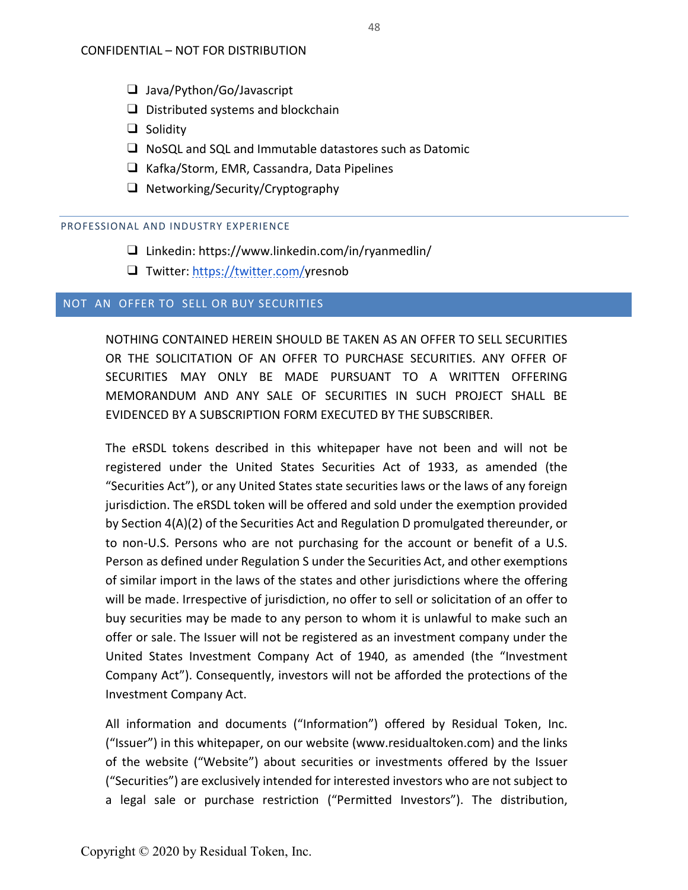- Java/Python/Go/Javascript
- Distributed systems and blockchain
- Solidity
- NoSQL and SQL and Immutable datastores such as Datomic
- Kafka/Storm, EMR, Cassandra, Data Pipelines
- Networking/Security/Cryptography

### PROFESSIONAL AND INDUSTRY EXPERIENCE

- Linkedin: https://www.linkedin.com/in/ryanmedlin/
- Twitter: https://twitter.com/yresnob

## NOT AN OFFER TO SELL OR BUY SECURITIES

NOTHING CONTAINED HEREIN SHOULD BE TAKEN AS AN OFFER TO SELL SECURITIES OR THE SOLICITATION OF AN OFFER TO PURCHASE SECURITIES. ANY OFFER OF SECURITIES MAY ONLY BE MADE PURSUANT TO A WRITTEN OFFERING MEMORANDUM AND ANY SALE OF SECURITIES IN SUCH PROJECT SHALL BE EVIDENCED BY A SUBSCRIPTION FORM EXECUTED BY THE SUBSCRIBER.

The eRSDL tokens described in this whitepaper have not been and will not be registered under the United States Securities Act of 1933, as amended (the "Securities Act"), or any United States state securities laws or the laws of any foreign jurisdiction. The eRSDL token will be offered and sold under the exemption provided by Section 4(A)(2) of the Securities Act and Regulation D promulgated thereunder, or to non-U.S. Persons who are not purchasing for the account or benefit of a U.S. Person as defined under Regulation S under the Securities Act, and other exemptions of similar import in the laws of the states and other jurisdictions where the offering will be made. Irrespective of jurisdiction, no offer to sell or solicitation of an offer to buy securities may be made to any person to whom it is unlawful to make such an offer or sale. The Issuer will not be registered as an investment company under the United States Investment Company Act of 1940, as amended (the "Investment Company Act"). Consequently, investors will not be afforded the protections of the Investment Company Act.

All information and documents ("Information") offered by Residual Token, Inc. ("Issuer") in this whitepaper, on our website (www.residualtoken.com) and the links of the website ("Website") about securities or investments offered by the Issuer ("Securities") are exclusively intended for interested investors who are not subject to a legal sale or purchase restriction ("Permitted Investors"). The distribution,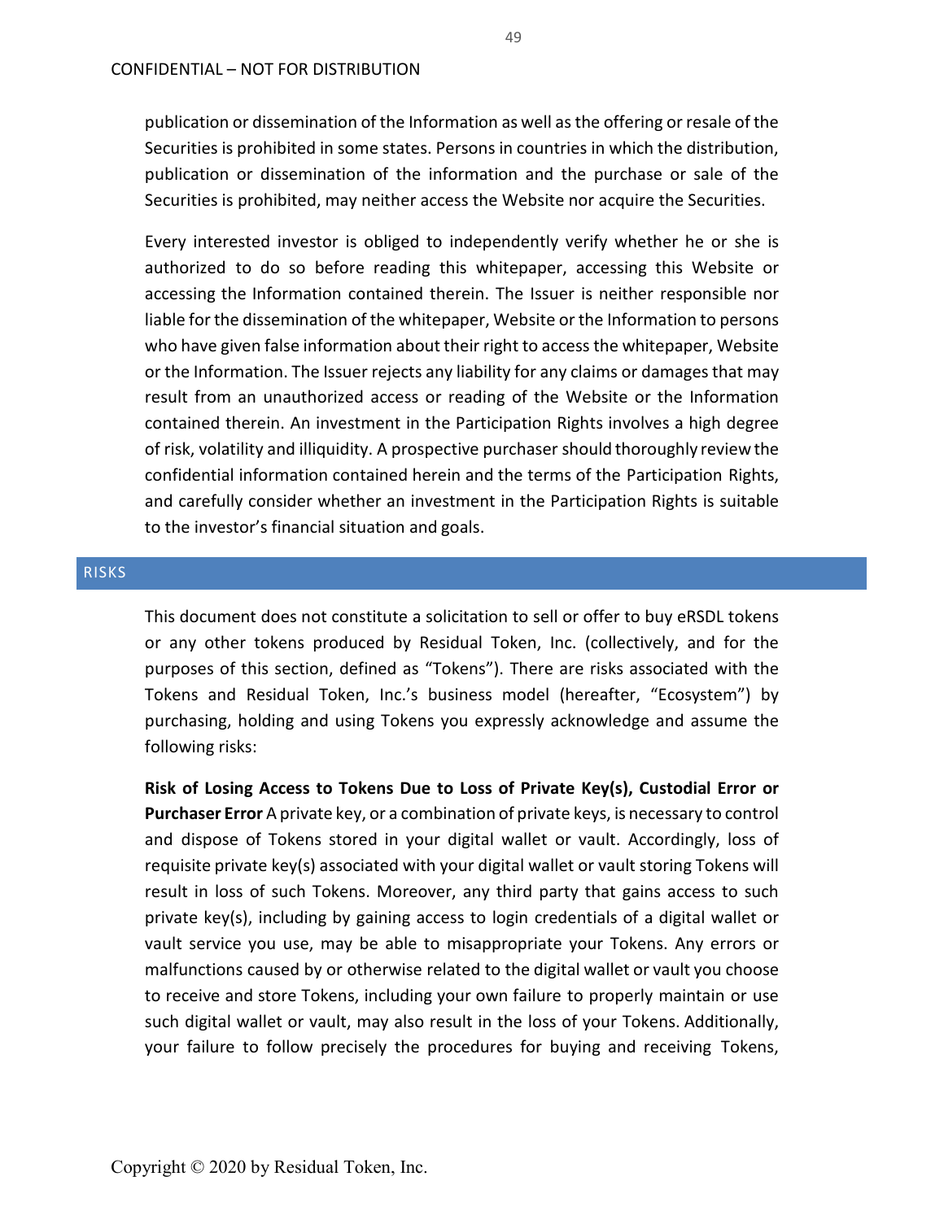publication or dissemination of the Information as well as the offering or resale of the Securities is prohibited in some states. Persons in countries in which the distribution, publication or dissemination of the information and the purchase or sale of the Securities is prohibited, may neither access the Website nor acquire the Securities.

Every interested investor is obliged to independently verify whether he or she is authorized to do so before reading this whitepaper, accessing this Website or accessing the Information contained therein. The Issuer is neither responsible nor liable for the dissemination of the whitepaper, Website or the Information to persons who have given false information about their right to access the whitepaper, Website or the Information. The Issuer rejects any liability for any claims or damages that may result from an unauthorized access or reading of the Website or the Information contained therein. An investment in the Participation Rights involves a high degree of risk, volatility and illiquidity. A prospective purchaser should thoroughly review the confidential information contained herein and the terms of the Participation Rights, and carefully consider whether an investment in the Participation Rights is suitable to the investor's financial situation and goals.

## RISKS

This document does not constitute a solicitation to sell or offer to buy eRSDL tokens or any other tokens produced by Residual Token, Inc. (collectively, and for the purposes of this section, defined as "Tokens"). There are risks associated with the Tokens and Residual Token, Inc.'s business model (hereafter, "Ecosystem") by purchasing, holding and using Tokens you expressly acknowledge and assume the following risks:

**Risk of Losing Access to Tokens Due to Loss of Private Key(s), Custodial Error or Purchaser Error** A private key, or a combination of private keys, is necessary to control and dispose of Tokens stored in your digital wallet or vault. Accordingly, loss of requisite private key(s) associated with your digital wallet or vault storing Tokens will result in loss of such Tokens. Moreover, any third party that gains access to such private key(s), including by gaining access to login credentials of a digital wallet or vault service you use, may be able to misappropriate your Tokens. Any errors or malfunctions caused by or otherwise related to the digital wallet or vault you choose to receive and store Tokens, including your own failure to properly maintain or use such digital wallet or vault, may also result in the loss of your Tokens. Additionally, your failure to follow precisely the procedures for buying and receiving Tokens,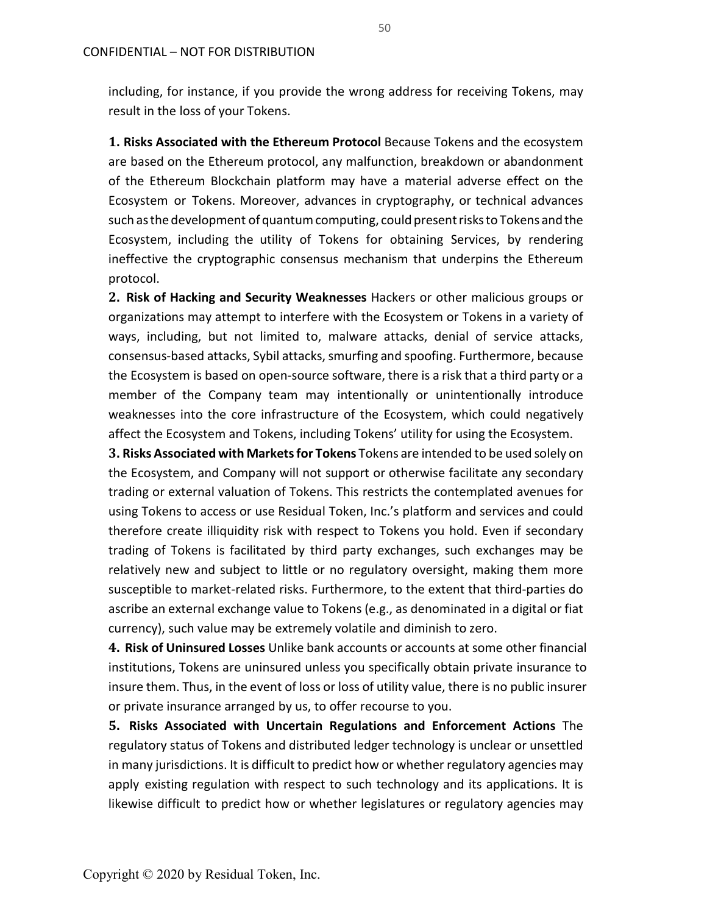including, for instance, if you provide the wrong address for receiving Tokens, may result in the loss of your Tokens.

**1. Risks Associated with the Ethereum Protocol** Because Tokens and the ecosystem are based on the Ethereum protocol, any malfunction, breakdown or abandonment of the Ethereum Blockchain platform may have a material adverse effect on the Ecosystem or Tokens. Moreover, advances in cryptography, or technical advances such as the development of quantum computing, could present risks to Tokens and the Ecosystem, including the utility of Tokens for obtaining Services, by rendering ineffective the cryptographic consensus mechanism that underpins the Ethereum protocol.

**2. Risk of Hacking and Security Weaknesses** Hackers or other malicious groups or organizations may attempt to interfere with the Ecosystem or Tokens in a variety of ways, including, but not limited to, malware attacks, denial of service attacks, consensus-based attacks, Sybil attacks, smurfing and spoofing. Furthermore, because the Ecosystem is based on open-source software, there is a risk that a third party or a member of the Company team may intentionally or unintentionally introduce weaknesses into the core infrastructure of the Ecosystem, which could negatively affect the Ecosystem and Tokens, including Tokens' utility for using the Ecosystem.

**3. Risks Associated with Markets for Tokens** Tokens are intended to be used solely on the Ecosystem, and Company will not support or otherwise facilitate any secondary trading or external valuation of Tokens. This restricts the contemplated avenues for using Tokens to access or use Residual Token, Inc.'s platform and services and could therefore create illiquidity risk with respect to Tokens you hold. Even if secondary trading of Tokens is facilitated by third party exchanges, such exchanges may be relatively new and subject to little or no regulatory oversight, making them more susceptible to market-related risks. Furthermore, to the extent that third-parties do ascribe an external exchange value to Tokens (e.g., as denominated in a digital or fiat currency), such value may be extremely volatile and diminish to zero.

**4. Risk of Uninsured Losses** Unlike bank accounts or accounts at some other financial institutions, Tokens are uninsured unless you specifically obtain private insurance to insure them. Thus, in the event of loss or loss of utility value, there is no public insurer or private insurance arranged by us, to offer recourse to you.

**5. Risks Associated with Uncertain Regulations and Enforcement Actions** The regulatory status of Tokens and distributed ledger technology is unclear or unsettled in many jurisdictions. It is difficult to predict how or whether regulatory agencies may apply existing regulation with respect to such technology and its applications. It is likewise difficult to predict how or whether legislatures or regulatory agencies may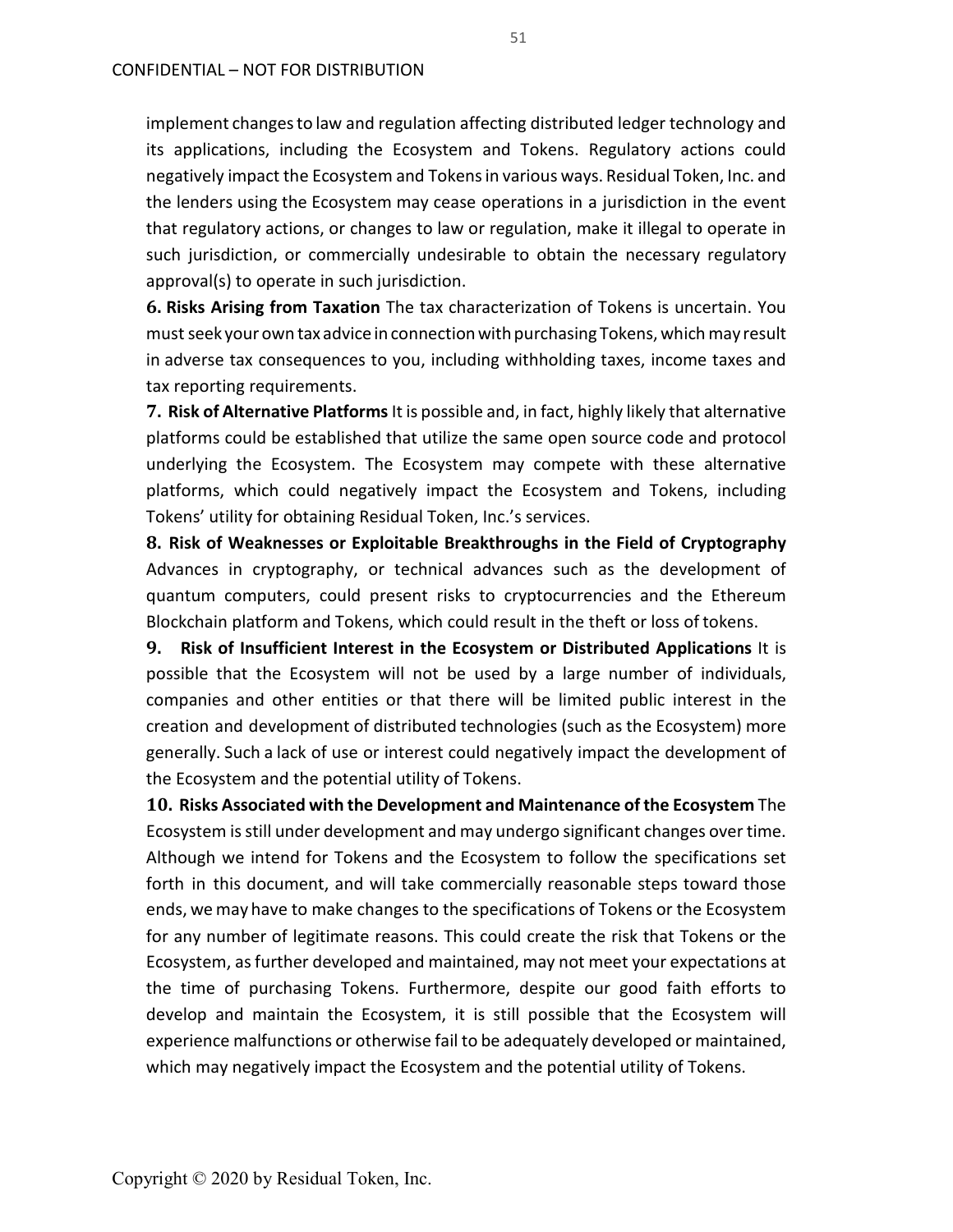implement changes to law and regulation affecting distributed ledger technology and its applications, including the Ecosystem and Tokens. Regulatory actions could negatively impact the Ecosystem and Tokens in various ways. Residual Token, Inc. and the lenders using the Ecosystem may cease operations in a jurisdiction in the event that regulatory actions, or changes to law or regulation, make it illegal to operate in such jurisdiction, or commercially undesirable to obtain the necessary regulatory approval(s) to operate in such jurisdiction.

**6. Risks Arising from Taxation** The tax characterization of Tokens is uncertain. You must seek your own tax advice in connection with purchasing Tokens, which may result in adverse tax consequences to you, including withholding taxes, income taxes and tax reporting requirements.

**7. Risk of Alternative Platforms** It is possible and, in fact, highly likely that alternative platforms could be established that utilize the same open source code and protocol underlying the Ecosystem. The Ecosystem may compete with these alternative platforms, which could negatively impact the Ecosystem and Tokens, including Tokens' utility for obtaining Residual Token, Inc.'s services.

**8. Risk of Weaknesses or Exploitable Breakthroughs in the Field of Cryptography** Advances in cryptography, or technical advances such as the development of quantum computers, could present risks to cryptocurrencies and the Ethereum Blockchain platform and Tokens, which could result in the theft or loss of tokens.

**9. Risk of Insufficient Interest in the Ecosystem or Distributed Applications** It is possible that the Ecosystem will not be used by a large number of individuals, companies and other entities or that there will be limited public interest in the creation and development of distributed technologies (such as the Ecosystem) more generally. Such a lack of use or interest could negatively impact the development of the Ecosystem and the potential utility of Tokens.

**10. Risks Associated with the Development and Maintenance of the Ecosystem** The Ecosystem is still under development and may undergo significant changes over time. Although we intend for Tokens and the Ecosystem to follow the specifications set forth in this document, and will take commercially reasonable steps toward those ends, we may have to make changes to the specifications of Tokens or the Ecosystem for any number of legitimate reasons. This could create the risk that Tokens or the Ecosystem, as further developed and maintained, may not meet your expectations at the time of purchasing Tokens. Furthermore, despite our good faith efforts to develop and maintain the Ecosystem, it is still possible that the Ecosystem will experience malfunctions or otherwise fail to be adequately developed or maintained, which may negatively impact the Ecosystem and the potential utility of Tokens.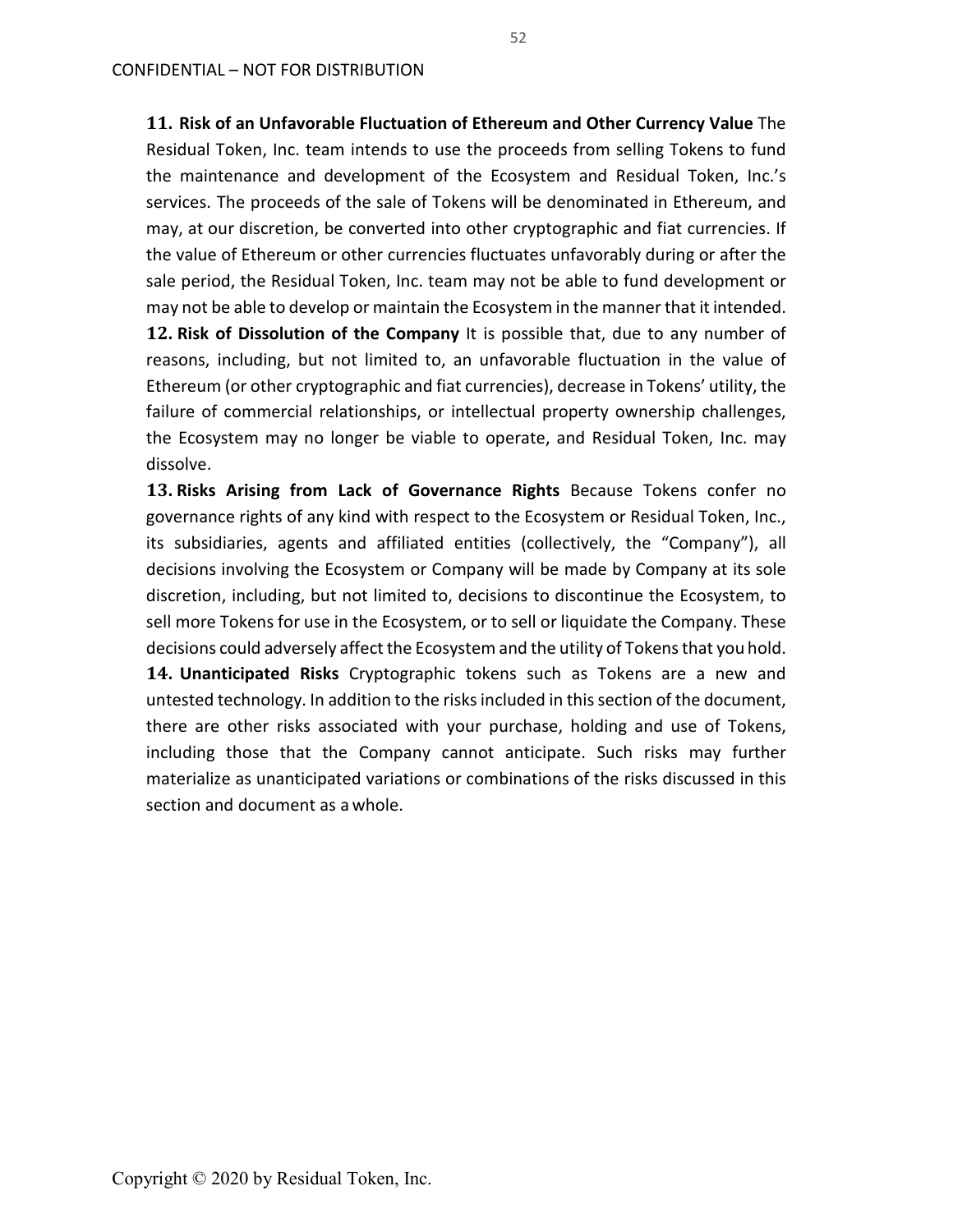**11. Risk of an Unfavorable Fluctuation of Ethereum and Other Currency Value** The Residual Token, Inc. team intends to use the proceeds from selling Tokens to fund the maintenance and development of the Ecosystem and Residual Token, Inc.'s services. The proceeds of the sale of Tokens will be denominated in Ethereum, and may, at our discretion, be converted into other cryptographic and fiat currencies. If the value of Ethereum or other currencies fluctuates unfavorably during or after the sale period, the Residual Token, Inc. team may not be able to fund development or may not be able to develop or maintain the Ecosystem in the manner that it intended.

**12. Risk of Dissolution of the Company** It is possible that, due to any number of reasons, including, but not limited to, an unfavorable fluctuation in the value of Ethereum (or other cryptographic and fiat currencies), decrease in Tokens' utility, the failure of commercial relationships, or intellectual property ownership challenges, the Ecosystem may no longer be viable to operate, and Residual Token, Inc. may dissolve.

**13. Risks Arising from Lack of Governance Rights** Because Tokens confer no governance rights of any kind with respect to the Ecosystem or Residual Token, Inc., its subsidiaries, agents and affiliated entities (collectively, the "Company"), all decisions involving the Ecosystem or Company will be made by Company at its sole discretion, including, but not limited to, decisions to discontinue the Ecosystem, to sell more Tokens for use in the Ecosystem, or to sell or liquidate the Company. These decisions could adversely affect the Ecosystem and the utility of Tokens that you hold.

**14. Unanticipated Risks** Cryptographic tokens such as Tokens are a new and untested technology. In addition to the risks included in this section of the document, there are other risks associated with your purchase, holding and use of Tokens, including those that the Company cannot anticipate. Such risks may further materialize as unanticipated variations or combinations of the risks discussed in this section and document as a whole.